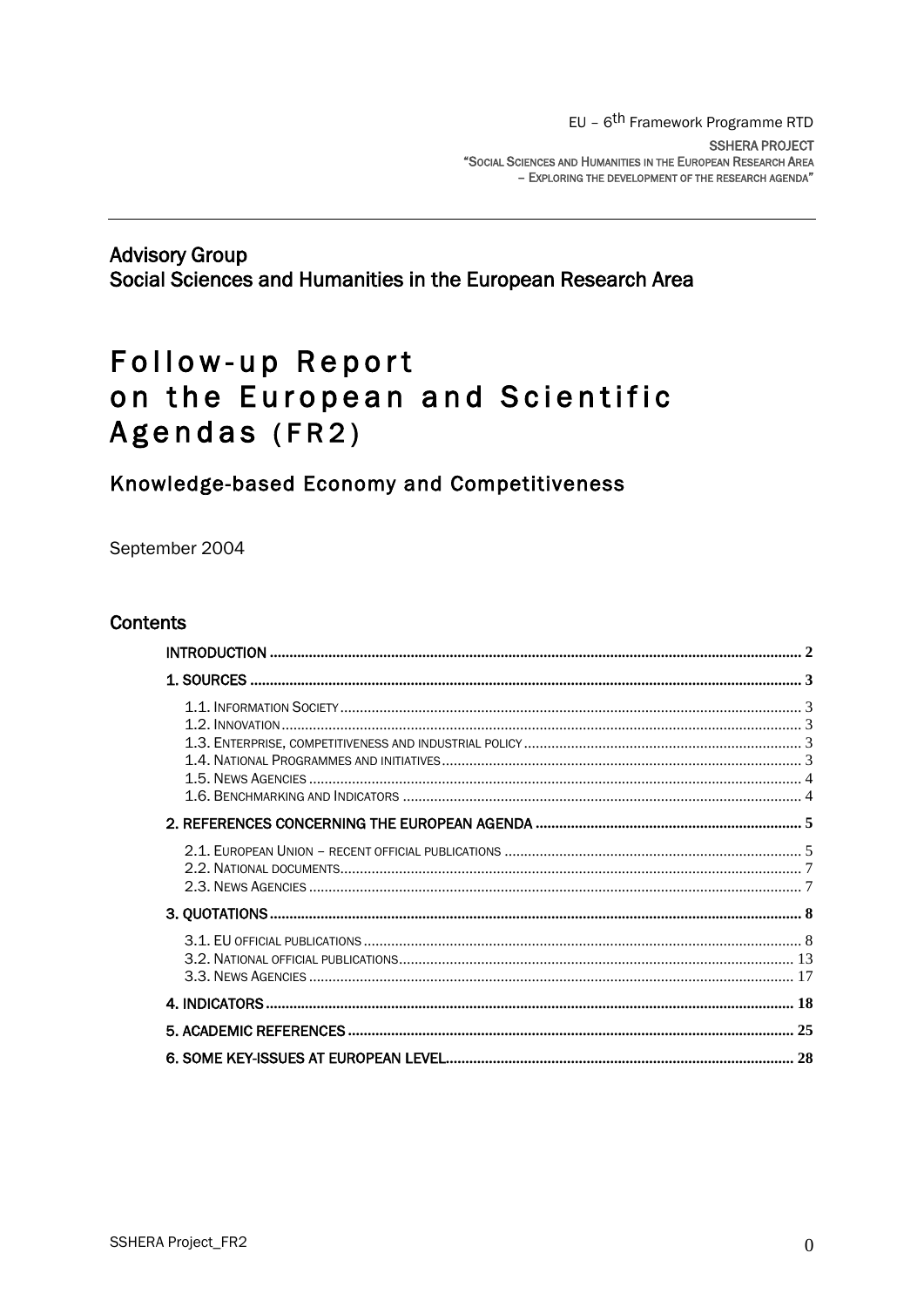EU – 6th Framework Programme RTD

SSHERA PROJECT

"SOCIAL SCIENCES AND HUMANITIES IN THE EUROPEAN RESEARCH AREA – EXPLORING THE DEVELOPMENT OF THE RESEARCH AGENDA"

## Advisory Group
## Social Sciences and Humanities in the European Research Area

# Follow-up Report on the European and Scientific Agendas (FR2)

## Knowledge-based Economy and Competitiveness

September 2004

### Contents

INTRODUCTION ..... 2

1. SOURCES ..... 3
   - 1.1. INFORMATION SOCIETY ..... 3
   - 1.2. INNOVATION ..... 3
   - 1.3. ENTERPRISE, COMPETITIVENESS AND INDUSTRIAL POLICY ..... 3
   - 1.4. NATIONAL PROGRAMMES AND INITIATIVES ..... 3
   - 1.5. NEWS AGENCIES ..... 4
   - 1.6. BENCHMARKING AND INDICATORS ..... 4

2. REFERENCES CONCERNING THE EUROPEAN AGENDA ..... 5
   - 2.1. EUROPEAN UNION – RECENT OFFICIAL PUBLICATIONS ..... 5
   - 2.2. NATIONAL DOCUMENTS ..... 7
   - 2.3. NEWS AGENCIES ..... 7

3. QUOTATIONS ..... 8
   - 3.1. EU OFFICIAL PUBLICATIONS ..... 8
   - 3.2. NATIONAL OFFICIAL PUBLICATIONS ..... 13
   - 3.3. NEWS AGENCIES ..... 17

4. INDICATORS ..... 18

5. ACADEMIC REFERENCES ..... 25

6. SOME KEY-ISSUES AT EUROPEAN LEVEL ..... 28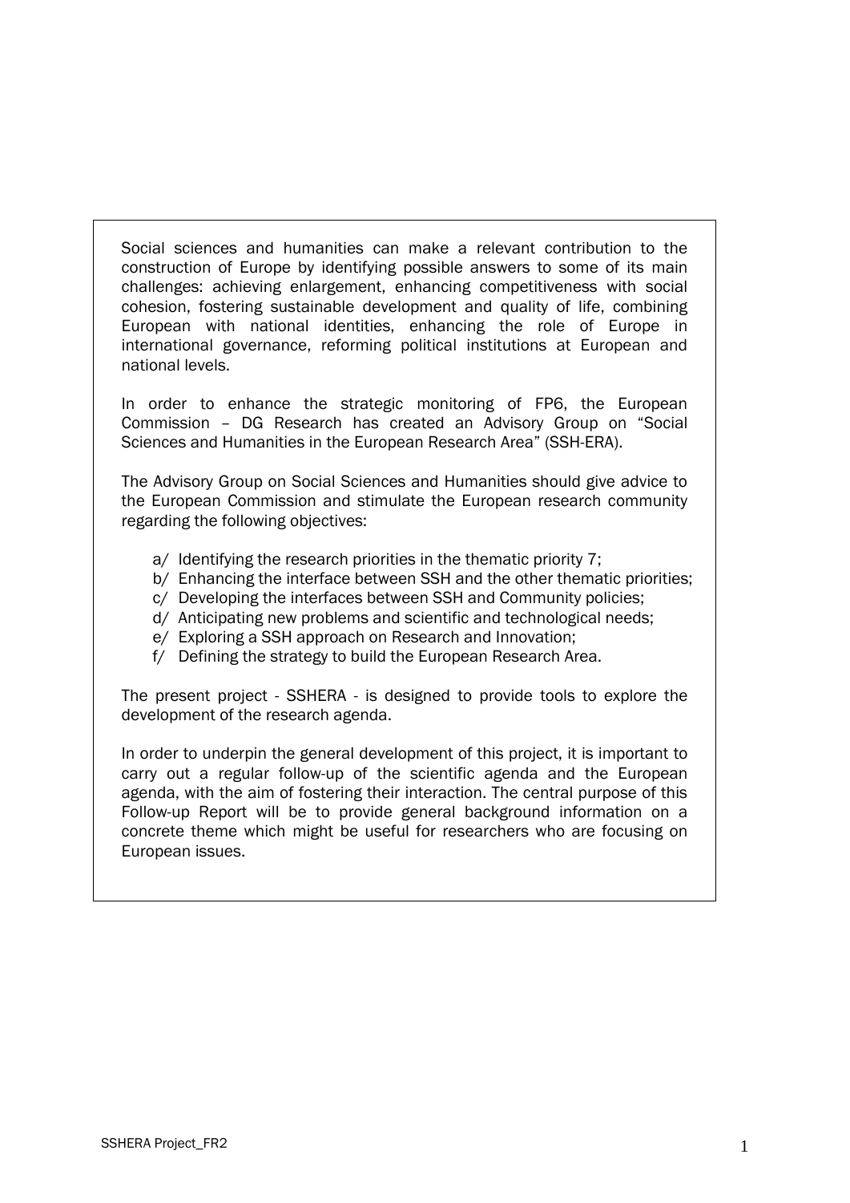Social sciences and humanities can make a relevant contribution to the construction of Europe by identifying possible answers to some of its main challenges: achieving enlargement, enhancing competitiveness with social cohesion, fostering sustainable development and quality of life, combining European with national identities, enhancing the role of Europe in international governance, reforming political institutions at European and national levels.

In order to enhance the strategic monitoring of FP6, the European Commission – DG Research has created an Advisory Group on "Social Sciences and Humanities in the European Research Area" (SSH-ERA).

The Advisory Group on Social Sciences and Humanities should give advice to the European Commission and stimulate the European research community regarding the following objectives:

a/ Identifying the research priorities in the thematic priority 7;
b/ Enhancing the interface between SSH and the other thematic priorities;
c/ Developing the interfaces between SSH and Community policies;
d/ Anticipating new problems and scientific and technological needs;
e/ Exploring a SSH approach on Research and Innovation;
f/ Defining the strategy to build the European Research Area.

The present project - SSHERA - is designed to provide tools to explore the development of the research agenda.

In order to underpin the general development of this project, it is important to carry out a regular follow-up of the scientific agenda and the European agenda, with the aim of fostering their interaction. The central purpose of this Follow-up Report will be to provide general background information on a concrete theme which might be useful for researchers who are focusing on European issues.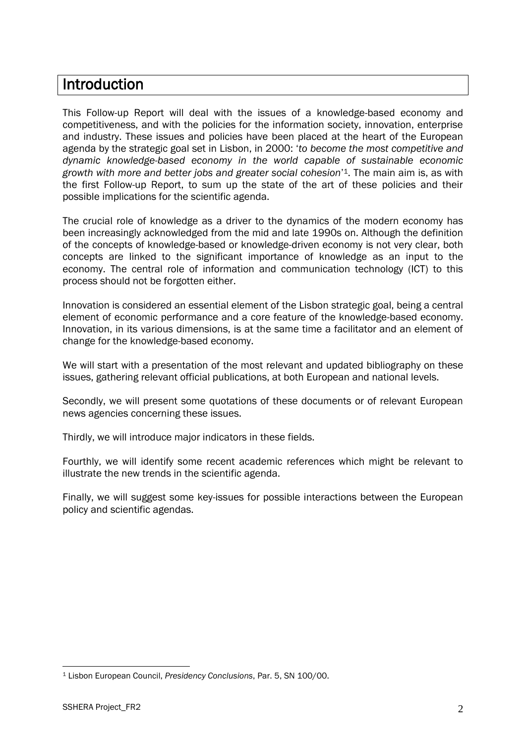# Introduction

This Follow-up Report will deal with the issues of a knowledge-based economy and competitiveness, and with the policies for the information society, innovation, enterprise and industry. These issues and policies have been placed at the heart of the European agenda by the strategic goal set in Lisbon, in 2000: '*to become the most competitive and dynamic knowledge-based economy in the world capable of sustainable economic growth with more and better jobs and greater social cohesion*'[1]. The main aim is, as with the first Follow-up Report, to sum up the state of the art of these policies and their possible implications for the scientific agenda.

The crucial role of knowledge as a driver to the dynamics of the modern economy has been increasingly acknowledged from the mid and late 1990s on. Although the definition of the concepts of knowledge-based or knowledge-driven economy is not very clear, both concepts are linked to the significant importance of knowledge as an input to the economy. The central role of information and communication technology (ICT) to this process should not be forgotten either.

Innovation is considered an essential element of the Lisbon strategic goal, being a central element of economic performance and a core feature of the knowledge-based economy. Innovation, in its various dimensions, is at the same time a facilitator and an element of change for the knowledge-based economy.

We will start with a presentation of the most relevant and updated bibliography on these issues, gathering relevant official publications, at both European and national levels.

Secondly, we will present some quotations of these documents or of relevant European news agencies concerning these issues.

Thirdly, we will introduce major indicators in these fields.

Fourthly, we will identify some recent academic references which might be relevant to illustrate the new trends in the scientific agenda.

Finally, we will suggest some key-issues for possible interactions between the European policy and scientific agendas.

---

[1] Lisbon European Council, *Presidency Conclusions*, Par. 5, SN 100/00.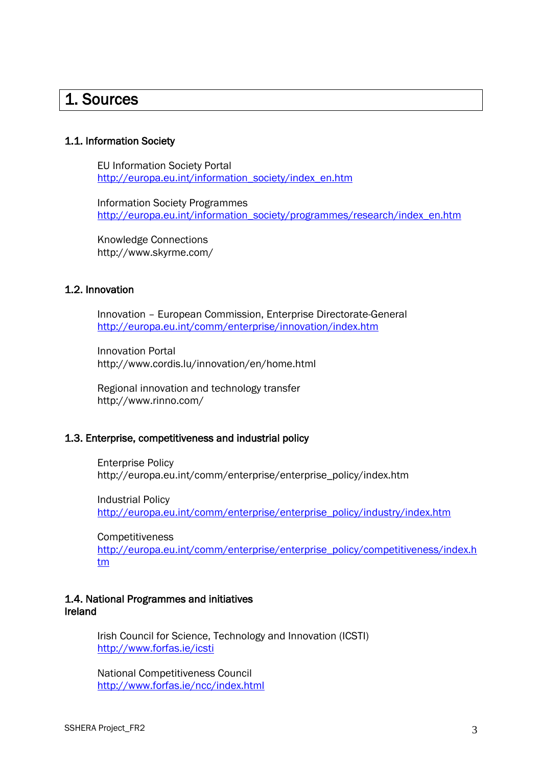# 1. Sources

## 1.1. Information Society

EU Information Society Portal
http://europa.eu.int/information_society/index_en.htm

Information Society Programmes
http://europa.eu.int/information_society/programmes/research/index_en.htm

Knowledge Connections
http://www.skyrme.com/

## 1.2. Innovation

Innovation – European Commission, Enterprise Directorate-General
http://europa.eu.int/comm/enterprise/innovation/index.htm

Innovation Portal
http://www.cordis.lu/innovation/en/home.html

Regional innovation and technology transfer
http://www.rinno.com/

## 1.3. Enterprise, competitiveness and industrial policy

Enterprise Policy
http://europa.eu.int/comm/enterprise/enterprise_policy/index.htm

Industrial Policy
http://europa.eu.int/comm/enterprise/enterprise_policy/industry/index.htm

Competitiveness
http://europa.eu.int/comm/enterprise/enterprise_policy/competitiveness/index.htm

## 1.4. National Programmes and initiatives

**Ireland**

Irish Council for Science, Technology and Innovation (ICSTI)
http://www.forfas.ie/icsti

National Competitiveness Council
http://www.forfas.ie/ncc/index.html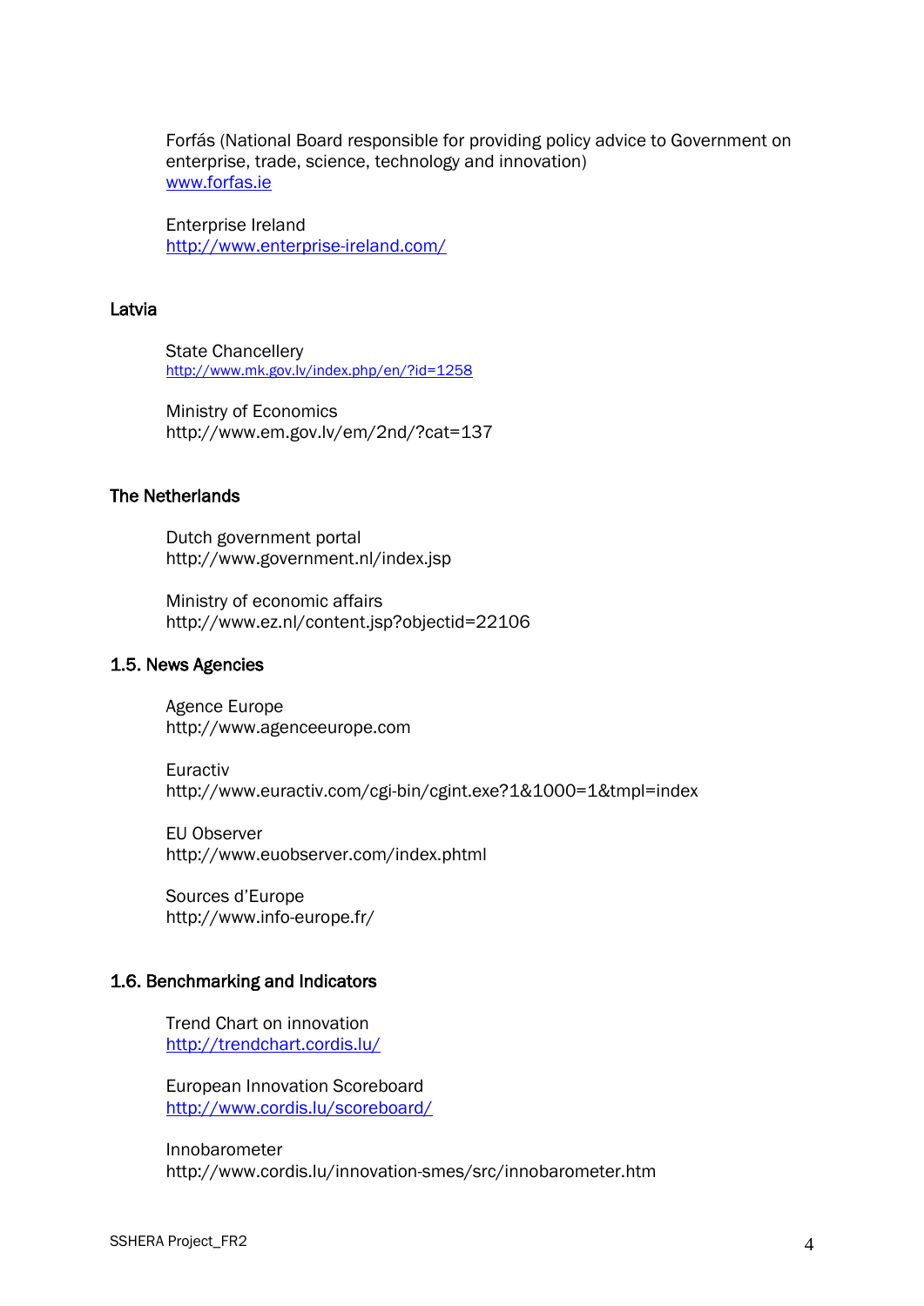Forfás (National Board responsible for providing policy advice to Government on enterprise, trade, science, technology and innovation)
[www.forfas.ie](http://www.forfas.ie)

Enterprise Ireland
[http://www.enterprise-ireland.com/](http://www.enterprise-ireland.com/)

### Latvia

State Chancellery
[http://www.mk.gov.lv/index.php/en/?id=1258](http://www.mk.gov.lv/index.php/en/?id=1258)

Ministry of Economics
http://www.em.gov.lv/em/2nd/?cat=137

### The Netherlands

Dutch government portal
http://www.government.nl/index.jsp

Ministry of economic affairs
http://www.ez.nl/content.jsp?objectid=22106

## 1.5. News Agencies

Agence Europe
http://www.agenceeurope.com

Euractiv
http://www.euractiv.com/cgi-bin/cgint.exe?1&1000=1&tmpl=index

EU Observer
http://www.euobserver.com/index.phtml

Sources d'Europe
http://www.info-europe.fr/

## 1.6. Benchmarking and Indicators

Trend Chart on innovation
[http://trendchart.cordis.lu/](http://trendchart.cordis.lu/)

European Innovation Scoreboard
[http://www.cordis.lu/scoreboard/](http://www.cordis.lu/scoreboard/)

Innobarometer
http://www.cordis.lu/innovation-smes/src/innobarometer.htm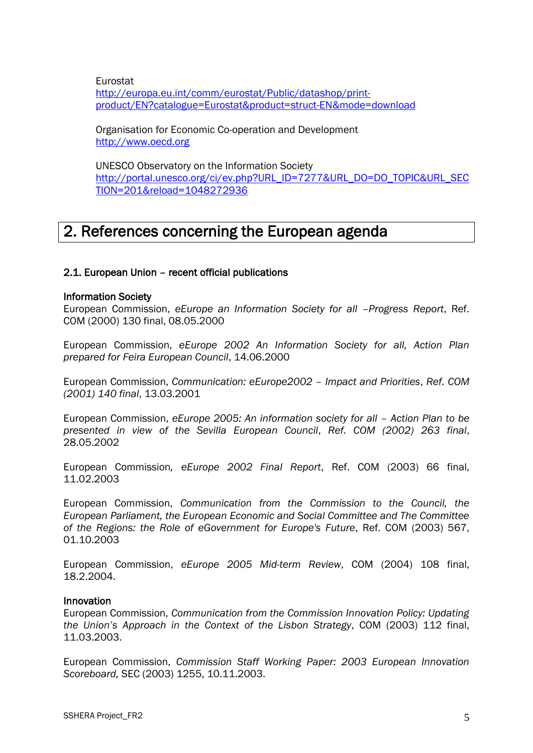Eurostat
[http://europa.eu.int/comm/eurostat/Public/datashop/print-product/EN?catalogue=Eurostat&product=struct-EN&mode=download](http://europa.eu.int/comm/eurostat/Public/datashop/print-product/EN?catalogue=Eurostat&product=struct-EN&mode=download)

Organisation for Economic Co-operation and Development
[http://www.oecd.org](http://www.oecd.org)

UNESCO Observatory on the Information Society
[http://portal.unesco.org/ci/ev.php?URL_ID=7277&URL_DO=DO_TOPIC&URL_SECTION=201&reload=1048272936](http://portal.unesco.org/ci/ev.php?URL_ID=7277&URL_DO=DO_TOPIC&URL_SECTION=201&reload=1048272936)

# 2. References concerning the European agenda

### 2.1. European Union – recent official publications

**Information Society**

European Commission, *eEurope an Information Society for all –Progress Report*, Ref. COM (2000) 130 final, 08.05.2000

European Commission, *eEurope 2002 An Information Society for all, Action Plan prepared for Feira European Council*, 14.06.2000

European Commission, *Communication: eEurope2002 – Impact and Priorities*, *Ref. COM (2001) 140 final*, 13.03.2001

European Commission, *eEurope 2005: An information society for all – Action Plan to be presented in view of the Sevilla European Council*, *Ref. COM (2002) 263 final*, 28.05.2002

European Commission, *eEurope 2002 Final Report*, Ref. COM (2003) 66 final, 11.02.2003

European Commission, *Communication from the Commission to the Council, the European Parliament, the European Economic and Social Committee and The Committee of the Regions: the Role of eGovernment for Europe's Future*, Ref. COM (2003) 567, 01.10.2003

European Commission, *eEurope 2005 Mid-term Review*, COM (2004) 108 final, 18.2.2004.

**Innovation**

European Commission, *Communication from the Commission Innovation Policy: Updating the Union's Approach in the Context of the Lisbon Strategy*, COM (2003) 112 final, 11.03.2003.

European Commission, *Commission Staff Working Paper: 2003 European Innovation Scoreboard,* SEC (2003) 1255, 10.11.2003.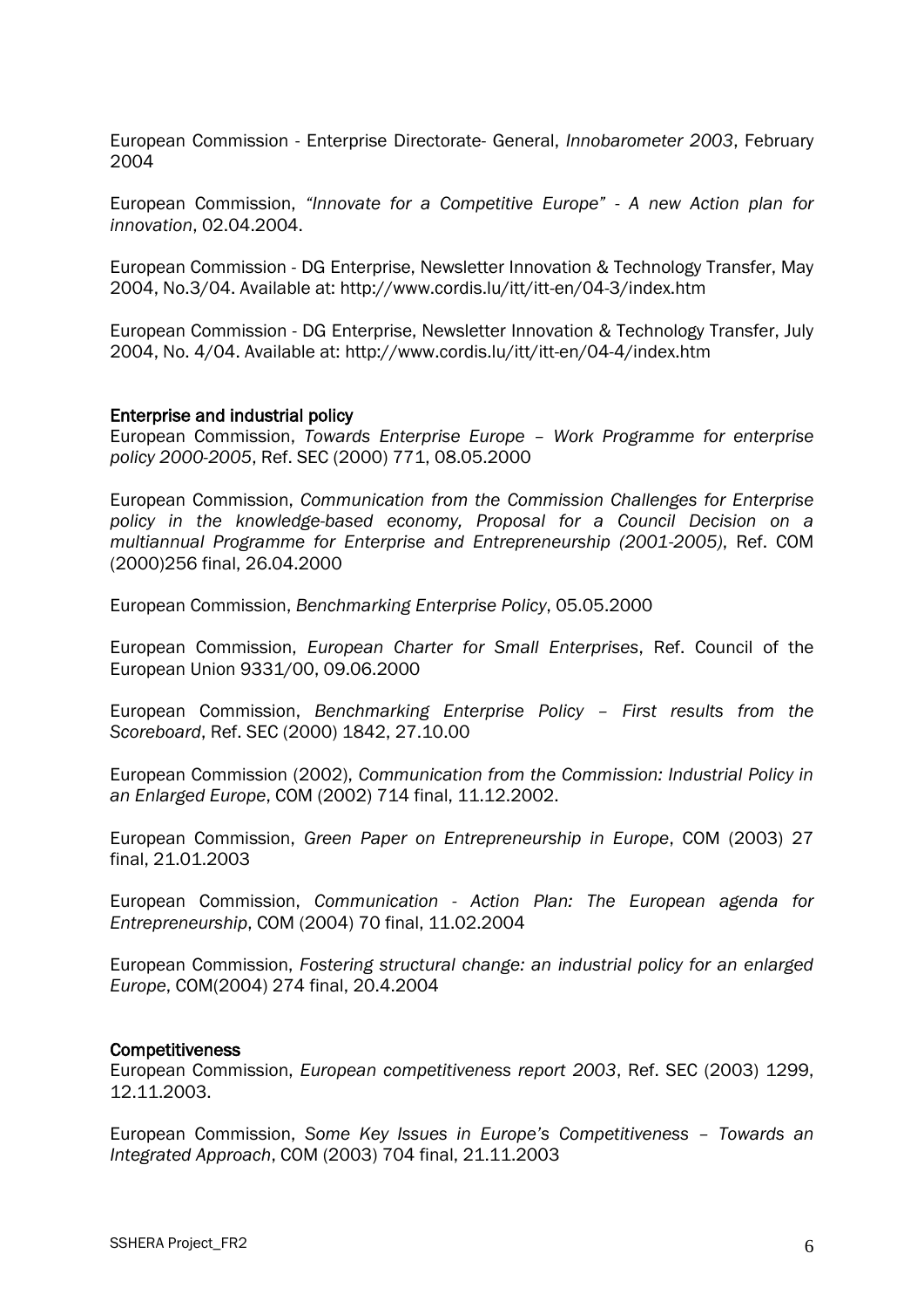European Commission - Enterprise Directorate- General, *Innobarometer 2003*, February 2004

European Commission, *"Innovate for a Competitive Europe" - A new Action plan for innovation*, 02.04.2004.

European Commission - DG Enterprise, Newsletter Innovation & Technology Transfer, May 2004, No.3/04. Available at: http://www.cordis.lu/itt/itt-en/04-3/index.htm

European Commission - DG Enterprise, Newsletter Innovation & Technology Transfer, July 2004, No. 4/04. Available at: http://www.cordis.lu/itt/itt-en/04-4/index.htm

**Enterprise and industrial policy**

European Commission, *Towards Enterprise Europe – Work Programme for enterprise policy 2000-2005*, Ref. SEC (2000) 771, 08.05.2000

European Commission, *Communication from the Commission Challenges for Enterprise policy in the knowledge-based economy, Proposal for a Council Decision on a multiannual Programme for Enterprise and Entrepreneurship (2001-2005)*, Ref. COM (2000)256 final, 26.04.2000

European Commission, *Benchmarking Enterprise Policy*, 05.05.2000

European Commission, *European Charter for Small Enterprises*, Ref. Council of the European Union 9331/00, 09.06.2000

European Commission, *Benchmarking Enterprise Policy – First results from the Scoreboard*, Ref. SEC (2000) 1842, 27.10.00

European Commission (2002), *Communication from the Commission: Industrial Policy in an Enlarged Europe*, COM (2002) 714 final, 11.12.2002.

European Commission, *Green Paper on Entrepreneurship in Europe*, COM (2003) 27 final, 21.01.2003

European Commission, *Communication - Action Plan: The European agenda for Entrepreneurship*, COM (2004) 70 final, 11.02.2004

European Commission, *Fostering structural change: an industrial policy for an enlarged Europe*, COM(2004) 274 final, 20.4.2004

**Competitiveness**

European Commission, *European competitiveness report 2003*, Ref. SEC (2003) 1299, 12.11.2003.

European Commission, *Some Key Issues in Europe's Competitiveness – Towards an Integrated Approach*, COM (2003) 704 final, 21.11.2003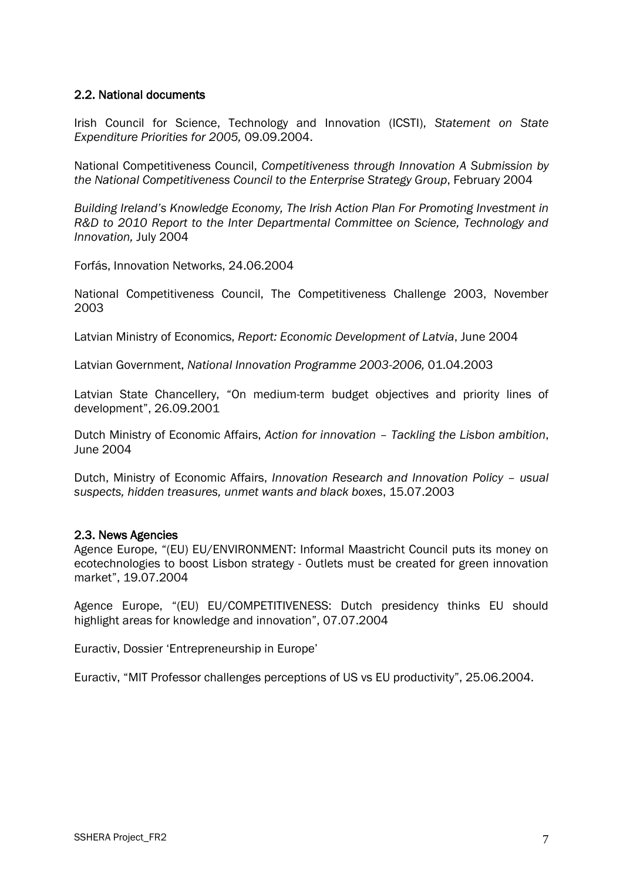## 2.2. National documents

Irish Council for Science, Technology and Innovation (ICSTI), *Statement on State Expenditure Priorities for 2005,* 09.09.2004.

National Competitiveness Council, *Competitiveness through Innovation A Submission by the National Competitiveness Council to the Enterprise Strategy Group*, February 2004

*Building Ireland's Knowledge Economy, The Irish Action Plan For Promoting Investment in R&D to 2010 Report to the Inter Departmental Committee on Science, Technology and Innovation,* July 2004

Forfás, Innovation Networks, 24.06.2004

National Competitiveness Council, The Competitiveness Challenge 2003, November 2003

Latvian Ministry of Economics, *Report: Economic Development of Latvia*, June 2004

Latvian Government, *National Innovation Programme 2003-2006,* 01.04.2003

Latvian State Chancellery, "On medium-term budget objectives and priority lines of development", 26.09.2001

Dutch Ministry of Economic Affairs, *Action for innovation – Tackling the Lisbon ambition*, June 2004

Dutch, Ministry of Economic Affairs, *Innovation Research and Innovation Policy – usual suspects, hidden treasures, unmet wants and black boxes*, 15.07.2003

## 2.3. News Agencies

Agence Europe, "(EU) EU/ENVIRONMENT: Informal Maastricht Council puts its money on ecotechnologies to boost Lisbon strategy - Outlets must be created for green innovation market", 19.07.2004

Agence Europe, "(EU) EU/COMPETITIVENESS: Dutch presidency thinks EU should highlight areas for knowledge and innovation", 07.07.2004

Euractiv, Dossier 'Entrepreneurship in Europe'

Euractiv, "MIT Professor challenges perceptions of US vs EU productivity", 25.06.2004.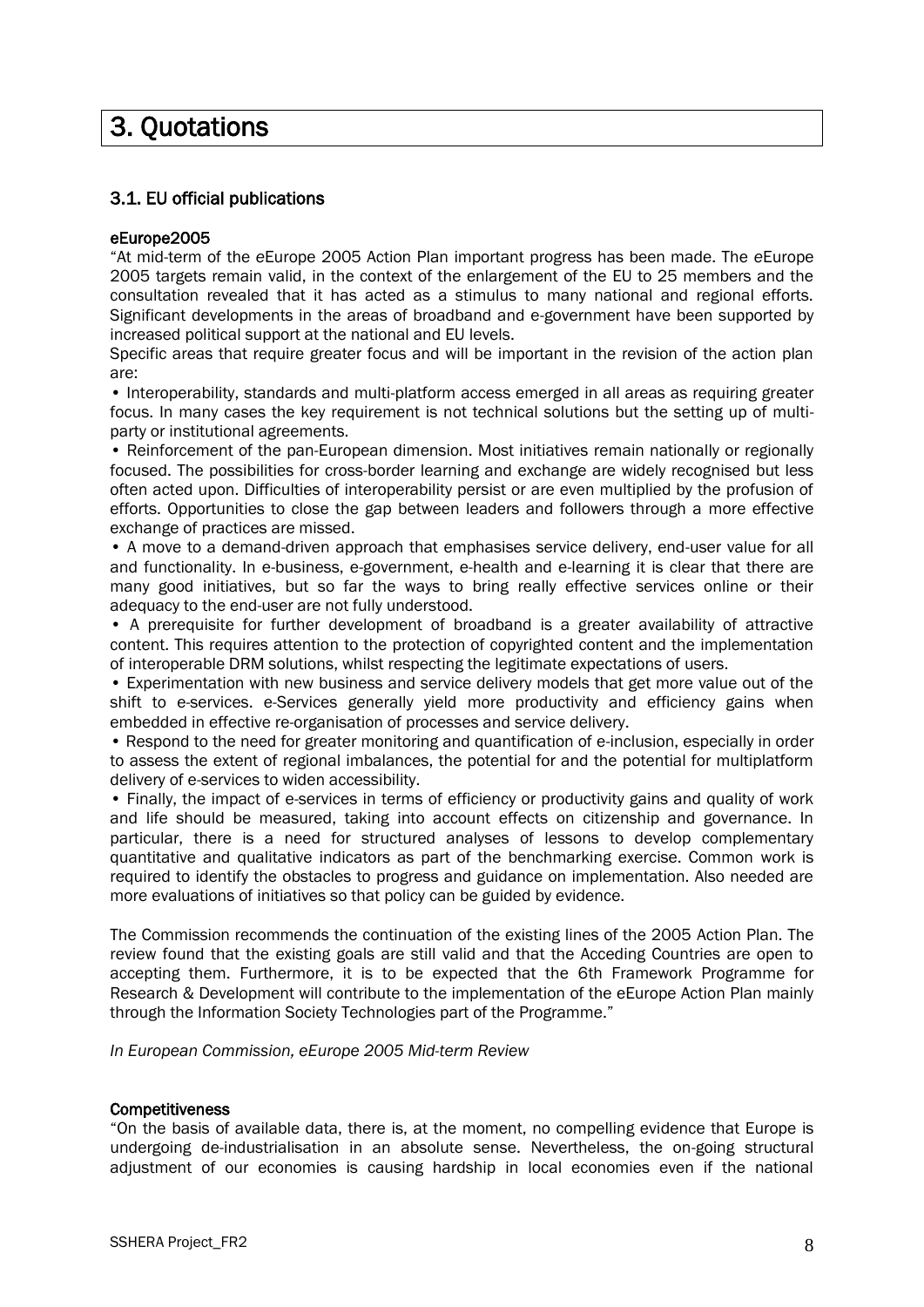# 3. Quotations

## 3.1. EU official publications

### eEurope2005

"At mid-term of the *e*Europe 2005 Action Plan important progress has been made. The *e*Europe 2005 targets remain valid, in the context of the enlargement of the EU to 25 members and the consultation revealed that it has acted as a stimulus to many national and regional efforts. Significant developments in the areas of broadband and e-government have been supported by increased political support at the national and EU levels.

Specific areas that require greater focus and will be important in the revision of the action plan are:

• Interoperability, standards and multi-platform access emerged in all areas as requiring greater focus. In many cases the key requirement is not technical solutions but the setting up of multi-party or institutional agreements.

• Reinforcement of the pan-European dimension. Most initiatives remain nationally or regionally focused. The possibilities for cross-border learning and exchange are widely recognised but less often acted upon. Difficulties of interoperability persist or are even multiplied by the profusion of efforts. Opportunities to close the gap between leaders and followers through a more effective exchange of practices are missed.

• A move to a demand-driven approach that emphasises service delivery, end-user value for all and functionality. In e-business, e-government, e-health and e-learning it is clear that there are many good initiatives, but so far the ways to bring really effective services online or their adequacy to the end-user are not fully understood.

• A prerequisite for further development of broadband is a greater availability of attractive content. This requires attention to the protection of copyrighted content and the implementation of interoperable DRM solutions, whilst respecting the legitimate expectations of users.

• Experimentation with new business and service delivery models that get more value out of the shift to e-services. e-Services generally yield more productivity and efficiency gains when embedded in effective re-organisation of processes and service delivery.

• Respond to the need for greater monitoring and quantification of e-inclusion, especially in order to assess the extent of regional imbalances, the potential for and the potential for multiplatform delivery of e-services to widen accessibility.

• Finally, the impact of e-services in terms of efficiency or productivity gains and quality of work and life should be measured, taking into account effects on citizenship and governance. In particular, there is a need for structured analyses of lessons to develop complementary quantitative and qualitative indicators as part of the benchmarking exercise. Common work is required to identify the obstacles to progress and guidance on implementation. Also needed are more evaluations of initiatives so that policy can be guided by evidence.

The Commission recommends the continuation of the existing lines of the 2005 Action Plan. The review found that the existing goals are still valid and that the Acceding Countries are open to accepting them. Furthermore, it is to be expected that the 6th Framework Programme for Research & Development will contribute to the implementation of the eEurope Action Plan mainly through the Information Society Technologies part of the Programme."

*In European Commission, eEurope 2005 Mid-term Review*

### Competitiveness

"On the basis of available data, there is, at the moment, no compelling evidence that Europe is undergoing de-industrialisation in an absolute sense. Nevertheless, the on-going structural adjustment of our economies is causing hardship in local economies even if the national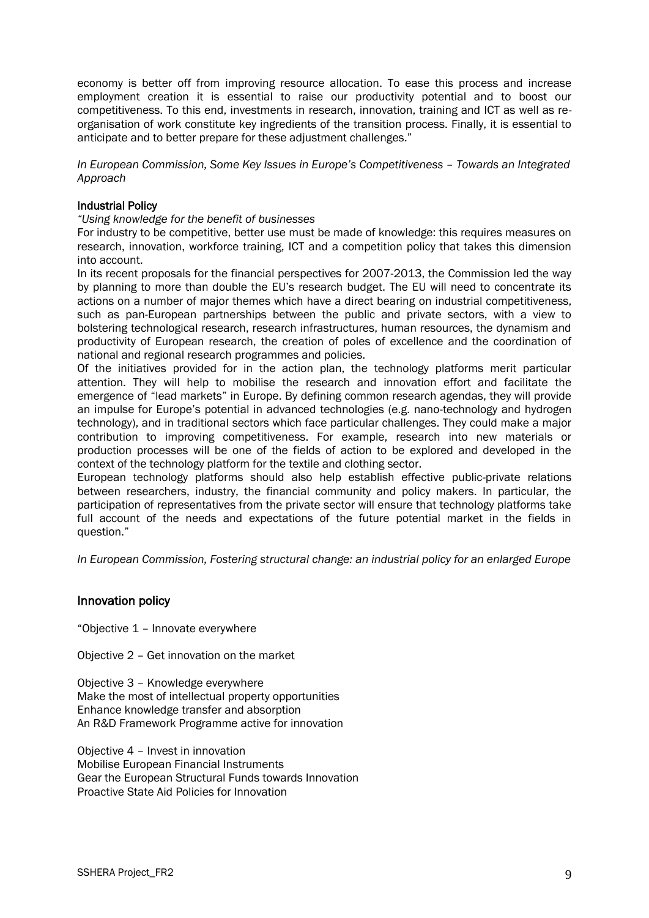economy is better off from improving resource allocation. To ease this process and increase employment creation it is essential to raise our productivity potential and to boost our competitiveness. To this end, investments in research, innovation, training and ICT as well as re-organisation of work constitute key ingredients of the transition process. Finally, it is essential to anticipate and to better prepare for these adjustment challenges."

*In European Commission, Some Key Issues in Europe's Competitiveness – Towards an Integrated Approach*

#### Industrial Policy

*"Using knowledge for the benefit of businesses*

For industry to be competitive, better use must be made of knowledge: this requires measures on research, innovation, workforce training, ICT and a competition policy that takes this dimension into account.

In its recent proposals for the financial perspectives for 2007-2013, the Commission led the way by planning to more than double the EU's research budget. The EU will need to concentrate its actions on a number of major themes which have a direct bearing on industrial competitiveness, such as pan-European partnerships between the public and private sectors, with a view to bolstering technological research, research infrastructures, human resources, the dynamism and productivity of European research, the creation of poles of excellence and the coordination of national and regional research programmes and policies.

Of the initiatives provided for in the action plan, the technology platforms merit particular attention. They will help to mobilise the research and innovation effort and facilitate the emergence of "lead markets" in Europe. By defining common research agendas, they will provide an impulse for Europe's potential in advanced technologies (e.g. nano-technology and hydrogen technology), and in traditional sectors which face particular challenges. They could make a major contribution to improving competitiveness. For example, research into new materials or production processes will be one of the fields of action to be explored and developed in the context of the technology platform for the textile and clothing sector.

European technology platforms should also help establish effective public-private relations between researchers, industry, the financial community and policy makers. In particular, the participation of representatives from the private sector will ensure that technology platforms take full account of the needs and expectations of the future potential market in the fields in question."

*In European Commission, Fostering structural change: an industrial policy for an enlarged Europe*

### Innovation policy

"Objective 1 – Innovate everywhere

Objective 2 – Get innovation on the market

Objective 3 – Knowledge everywhere
Make the most of intellectual property opportunities
Enhance knowledge transfer and absorption
An R&D Framework Programme active for innovation

Objective 4 – Invest in innovation
Mobilise European Financial Instruments
Gear the European Structural Funds towards Innovation
Proactive State Aid Policies for Innovation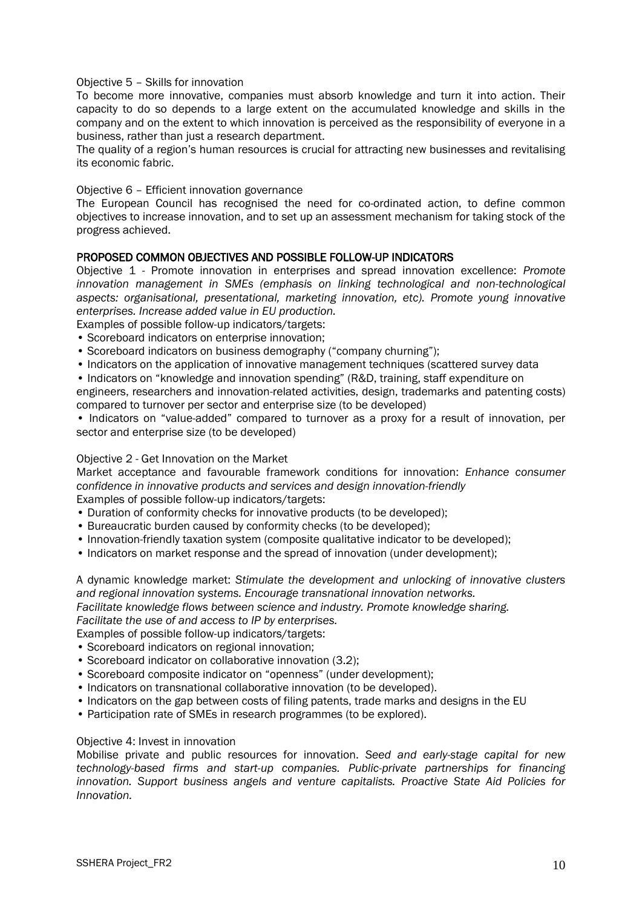Objective 5 – Skills for innovation

To become more innovative, companies must absorb knowledge and turn it into action. Their capacity to do so depends to a large extent on the accumulated knowledge and skills in the company and on the extent to which innovation is perceived as the responsibility of everyone in a business, rather than just a research department.

The quality of a region's human resources is crucial for attracting new businesses and revitalising its economic fabric.

Objective 6 – Efficient innovation governance

The European Council has recognised the need for co-ordinated action, to define common objectives to increase innovation, and to set up an assessment mechanism for taking stock of the progress achieved.

## PROPOSED COMMON OBJECTIVES AND POSSIBLE FOLLOW-UP INDICATORS

Objective 1 - Promote innovation in enterprises and spread innovation excellence: *Promote innovation management in SMEs (emphasis on linking technological and non-technological aspects: organisational, presentational, marketing innovation, etc). Promote young innovative enterprises. Increase added value in EU production.*

Examples of possible follow-up indicators/targets:

- Scoreboard indicators on enterprise innovation;
- Scoreboard indicators on business demography ("company churning");
- Indicators on the application of innovative management techniques (scattered survey data
- Indicators on "knowledge and innovation spending" (R&D, training, staff expenditure on engineers, researchers and innovation-related activities, design, trademarks and patenting costs) compared to turnover per sector and enterprise size (to be developed)
- Indicators on "value-added" compared to turnover as a proxy for a result of innovation, per sector and enterprise size (to be developed)

Objective 2 - Get Innovation on the Market

Market acceptance and favourable framework conditions for innovation: *Enhance consumer confidence in innovative products and services and design innovation-friendly*

Examples of possible follow-up indicators/targets:

- Duration of conformity checks for innovative products (to be developed);
- Bureaucratic burden caused by conformity checks (to be developed);
- Innovation-friendly taxation system (composite qualitative indicator to be developed);
- Indicators on market response and the spread of innovation (under development);

A dynamic knowledge market: *Stimulate the development and unlocking of innovative clusters and regional innovation systems. Encourage transnational innovation networks.*
*Facilitate knowledge flows between science and industry. Promote knowledge sharing.*
*Facilitate the use of and access to IP by enterprises.*

Examples of possible follow-up indicators/targets:

- Scoreboard indicators on regional innovation;
- Scoreboard indicator on collaborative innovation (3.2);
- Scoreboard composite indicator on "openness" (under development);
- Indicators on transnational collaborative innovation (to be developed).
- Indicators on the gap between costs of filing patents, trade marks and designs in the EU
- Participation rate of SMEs in research programmes (to be explored).

Objective 4: Invest in innovation

Mobilise private and public resources for innovation. *Seed and early-stage capital for new technology-based firms and start-up companies. Public-private partnerships for financing innovation. Support business angels and venture capitalists. Proactive State Aid Policies for Innovation.*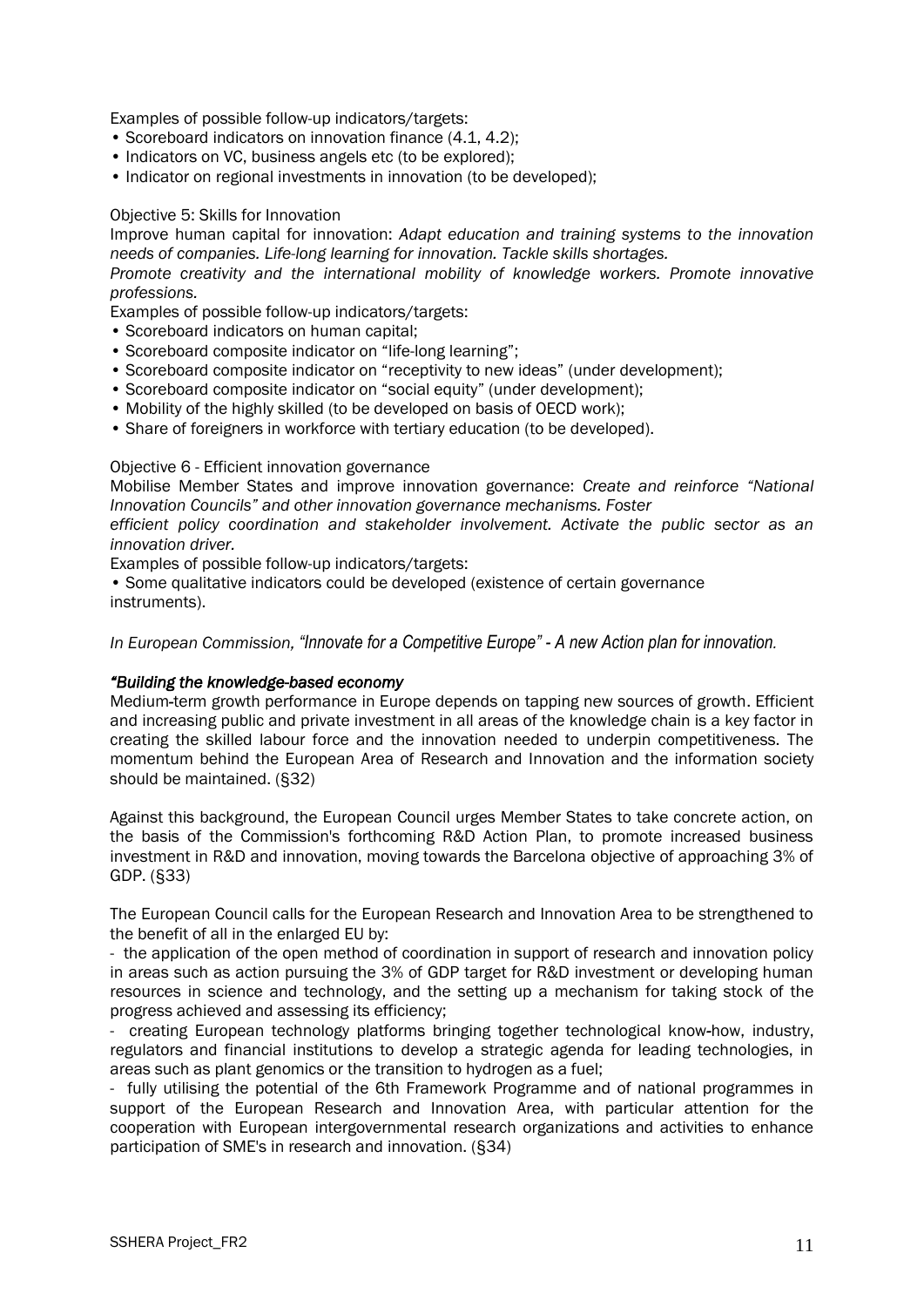Examples of possible follow-up indicators/targets:

- Scoreboard indicators on innovation finance (4.1, 4.2);
- Indicators on VC, business angels etc (to be explored);
- Indicator on regional investments in innovation (to be developed);

Objective 5: Skills for Innovation

Improve human capital for innovation: *Adapt education and training systems to the innovation needs of companies. Life-long learning for innovation. Tackle skills shortages.*
*Promote creativity and the international mobility of knowledge workers. Promote innovative professions.*

Examples of possible follow-up indicators/targets:

- Scoreboard indicators on human capital;
- Scoreboard composite indicator on "life-long learning";
- Scoreboard composite indicator on "receptivity to new ideas" (under development);
- Scoreboard composite indicator on "social equity" (under development);
- Mobility of the highly skilled (to be developed on basis of OECD work);
- Share of foreigners in workforce with tertiary education (to be developed).

Objective 6 - Efficient innovation governance

Mobilise Member States and improve innovation governance: *Create and reinforce "National Innovation Councils" and other innovation governance mechanisms. Foster*
*efficient policy coordination and stakeholder involvement. Activate the public sector as an innovation driver.*

Examples of possible follow-up indicators/targets:

- Some qualitative indicators could be developed (existence of certain governance instruments).

*In European Commission, "Innovate for a Competitive Europe" - A new Action plan for innovation.*

*"Building the knowledge-based economy*

Medium-term growth performance in Europe depends on tapping new sources of growth. Efficient and increasing public and private investment in all areas of the knowledge chain is a key factor in creating the skilled labour force and the innovation needed to underpin competitiveness. The momentum behind the European Area of Research and Innovation and the information society should be maintained. (§32)

Against this background, the European Council urges Member States to take concrete action, on the basis of the Commission's forthcoming R&D Action Plan, to promote increased business investment in R&D and innovation, moving towards the Barcelona objective of approaching 3% of GDP. (§33)

The European Council calls for the European Research and Innovation Area to be strengthened to the benefit of all in the enlarged EU by:

- the application of the open method of coordination in support of research and innovation policy in areas such as action pursuing the 3% of GDP target for R&D investment or developing human resources in science and technology, and the setting up a mechanism for taking stock of the progress achieved and assessing its efficiency;
- creating European technology platforms bringing together technological know-how, industry, regulators and financial institutions to develop a strategic agenda for leading technologies, in areas such as plant genomics or the transition to hydrogen as a fuel;
- fully utilising the potential of the 6th Framework Programme and of national programmes in support of the European Research and Innovation Area, with particular attention for the cooperation with European intergovernmental research organizations and activities to enhance participation of SME's in research and innovation. (§34)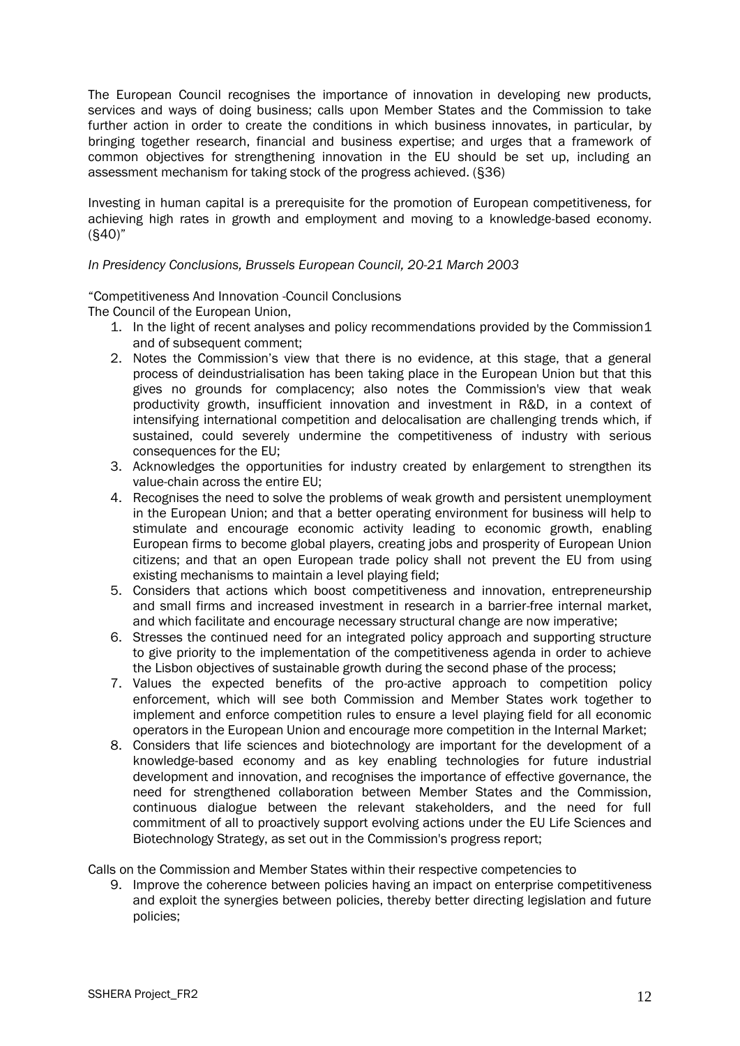The European Council recognises the importance of innovation in developing new products, services and ways of doing business; calls upon Member States and the Commission to take further action in order to create the conditions in which business innovates, in particular, by bringing together research, financial and business expertise; and urges that a framework of common objectives for strengthening innovation in the EU should be set up, including an assessment mechanism for taking stock of the progress achieved. (§36)

Investing in human capital is a prerequisite for the promotion of European competitiveness, for achieving high rates in growth and employment and moving to a knowledge-based economy. (§40)"

*In Presidency Conclusions, Brussels European Council, 20-21 March 2003*

"Competitiveness And Innovation -Council Conclusions

The Council of the European Union,

1. In the light of recent analyses and policy recommendations provided by the Commission[1] and of subsequent comment;
2. Notes the Commission's view that there is no evidence, at this stage, that a general process of deindustrialisation has been taking place in the European Union but that this gives no grounds for complacency; also notes the Commission's view that weak productivity growth, insufficient innovation and investment in R&D, in a context of intensifying international competition and delocalisation are challenging trends which, if sustained, could severely undermine the competitiveness of industry with serious consequences for the EU;
3. Acknowledges the opportunities for industry created by enlargement to strengthen its value-chain across the entire EU;
4. Recognises the need to solve the problems of weak growth and persistent unemployment in the European Union; and that a better operating environment for business will help to stimulate and encourage economic activity leading to economic growth, enabling European firms to become global players, creating jobs and prosperity of European Union citizens; and that an open European trade policy shall not prevent the EU from using existing mechanisms to maintain a level playing field;
5. Considers that actions which boost competitiveness and innovation, entrepreneurship and small firms and increased investment in research in a barrier-free internal market, and which facilitate and encourage necessary structural change are now imperative;
6. Stresses the continued need for an integrated policy approach and supporting structure to give priority to the implementation of the competitiveness agenda in order to achieve the Lisbon objectives of sustainable growth during the second phase of the process;
7. Values the expected benefits of the pro-active approach to competition policy enforcement, which will see both Commission and Member States work together to implement and enforce competition rules to ensure a level playing field for all economic operators in the European Union and encourage more competition in the Internal Market;
8. Considers that life sciences and biotechnology are important for the development of a knowledge-based economy and as key enabling technologies for future industrial development and innovation, and recognises the importance of effective governance, the need for strengthened collaboration between Member States and the Commission, continuous dialogue between the relevant stakeholders, and the need for full commitment of all to proactively support evolving actions under the EU Life Sciences and Biotechnology Strategy, as set out in the Commission's progress report;

Calls on the Commission and Member States within their respective competencies to

9. Improve the coherence between policies having an impact on enterprise competitiveness and exploit the synergies between policies, thereby better directing legislation and future policies;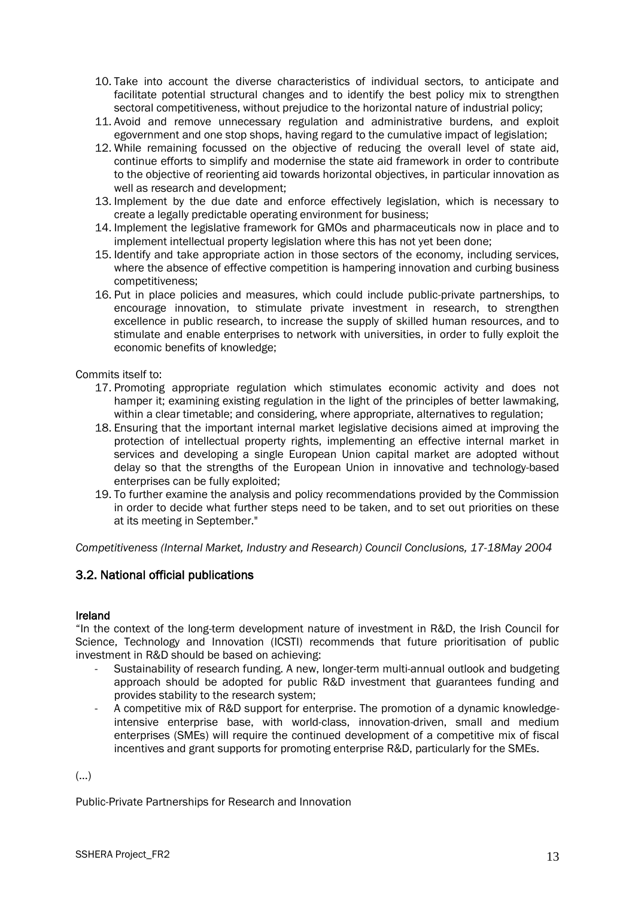10. Take into account the diverse characteristics of individual sectors, to anticipate and facilitate potential structural changes and to identify the best policy mix to strengthen sectoral competitiveness, without prejudice to the horizontal nature of industrial policy;
11. Avoid and remove unnecessary regulation and administrative burdens, and exploit egovernment and one stop shops, having regard to the cumulative impact of legislation;
12. While remaining focussed on the objective of reducing the overall level of state aid, continue efforts to simplify and modernise the state aid framework in order to contribute to the objective of reorienting aid towards horizontal objectives, in particular innovation as well as research and development;
13. Implement by the due date and enforce effectively legislation, which is necessary to create a legally predictable operating environment for business;
14. Implement the legislative framework for GMOs and pharmaceuticals now in place and to implement intellectual property legislation where this has not yet been done;
15. Identify and take appropriate action in those sectors of the economy, including services, where the absence of effective competition is hampering innovation and curbing business competitiveness;
16. Put in place policies and measures, which could include public-private partnerships, to encourage innovation, to stimulate private investment in research, to strengthen excellence in public research, to increase the supply of skilled human resources, and to stimulate and enable enterprises to network with universities, in order to fully exploit the economic benefits of knowledge;

Commits itself to:

17. Promoting appropriate regulation which stimulates economic activity and does not hamper it; examining existing regulation in the light of the principles of better lawmaking, within a clear timetable; and considering, where appropriate, alternatives to regulation;
18. Ensuring that the important internal market legislative decisions aimed at improving the protection of intellectual property rights, implementing an effective internal market in services and developing a single European Union capital market are adopted without delay so that the strengths of the European Union in innovative and technology-based enterprises can be fully exploited;
19. To further examine the analysis and policy recommendations provided by the Commission in order to decide what further steps need to be taken, and to set out priorities on these at its meeting in September."

*Competitiveness (Internal Market, Industry and Research) Council Conclusions, 17-18May 2004*

## 3.2. National official publications

### Ireland

"In the context of the long-term development nature of investment in R&D, the Irish Council for Science, Technology and Innovation (ICSTI) recommends that future prioritisation of public investment in R&D should be based on achieving:

- Sustainability of research funding. A new, longer-term multi-annual outlook and budgeting approach should be adopted for public R&D investment that guarantees funding and provides stability to the research system;
- A competitive mix of R&D support for enterprise. The promotion of a dynamic knowledge-intensive enterprise base, with world-class, innovation-driven, small and medium enterprises (SMEs) will require the continued development of a competitive mix of fiscal incentives and grant supports for promoting enterprise R&D, particularly for the SMEs.

(...)

Public-Private Partnerships for Research and Innovation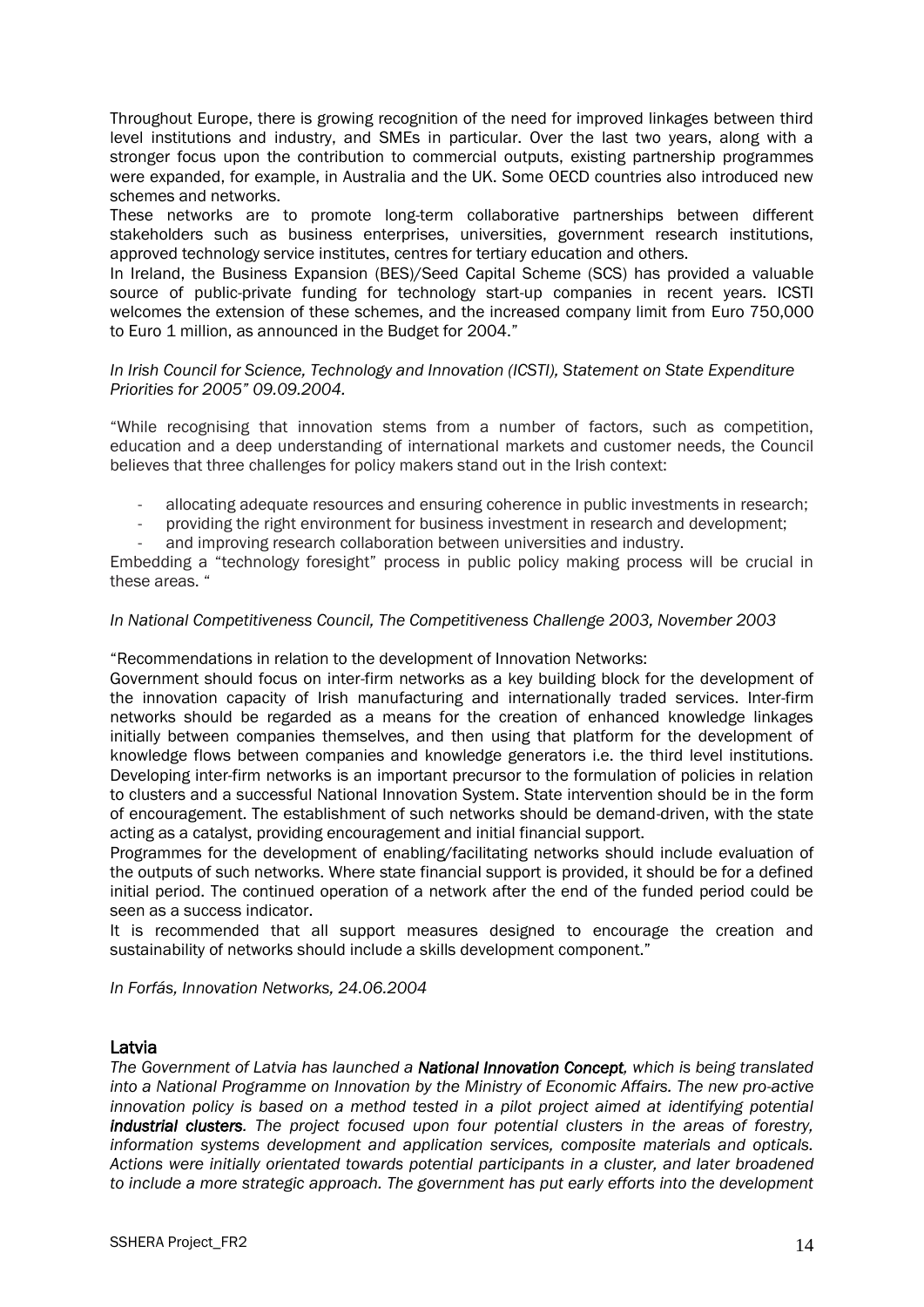Throughout Europe, there is growing recognition of the need for improved linkages between third level institutions and industry, and SMEs in particular. Over the last two years, along with a stronger focus upon the contribution to commercial outputs, existing partnership programmes were expanded, for example, in Australia and the UK. Some OECD countries also introduced new schemes and networks.

These networks are to promote long-term collaborative partnerships between different stakeholders such as business enterprises, universities, government research institutions, approved technology service institutes, centres for tertiary education and others.

In Ireland, the Business Expansion (BES)/Seed Capital Scheme (SCS) has provided a valuable source of public-private funding for technology start-up companies in recent years. ICSTI welcomes the extension of these schemes, and the increased company limit from Euro 750,000 to Euro 1 million, as announced in the Budget for 2004."

*In Irish Council for Science, Technology and Innovation (ICSTI), Statement on State Expenditure Priorities for 2005" 09.09.2004.*

"While recognising that innovation stems from a number of factors, such as competition, education and a deep understanding of international markets and customer needs, the Council believes that three challenges for policy makers stand out in the Irish context:

- allocating adequate resources and ensuring coherence in public investments in research;
- providing the right environment for business investment in research and development;
- and improving research collaboration between universities and industry.

Embedding a "technology foresight" process in public policy making process will be crucial in these areas. "

*In National Competitiveness Council, The Competitiveness Challenge 2003, November 2003*

"Recommendations in relation to the development of Innovation Networks:

Government should focus on inter-firm networks as a key building block for the development of the innovation capacity of Irish manufacturing and internationally traded services. Inter-firm networks should be regarded as a means for the creation of enhanced knowledge linkages initially between companies themselves, and then using that platform for the development of knowledge flows between companies and knowledge generators i.e. the third level institutions. Developing inter-firm networks is an important precursor to the formulation of policies in relation to clusters and a successful National Innovation System. State intervention should be in the form of encouragement. The establishment of such networks should be demand-driven, with the state acting as a catalyst, providing encouragement and initial financial support.

Programmes for the development of enabling/facilitating networks should include evaluation of the outputs of such networks. Where state financial support is provided, it should be for a defined initial period. The continued operation of a network after the end of the funded period could be seen as a success indicator.

It is recommended that all support measures designed to encourage the creation and sustainability of networks should include a skills development component."

*In Forfás, Innovation Networks, 24.06.2004*

## Latvia

*The Government of Latvia has launched a **National Innovation Concept**, which is being translated into a National Programme on Innovation by the Ministry of Economic Affairs. The new pro-active innovation policy is based on a method tested in a pilot project aimed at identifying potential **industrial clusters**. The project focused upon four potential clusters in the areas of forestry, information systems development and application services, composite materials and opticals. Actions were initially orientated towards potential participants in a cluster, and later broadened to include a more strategic approach. The government has put early efforts into the development*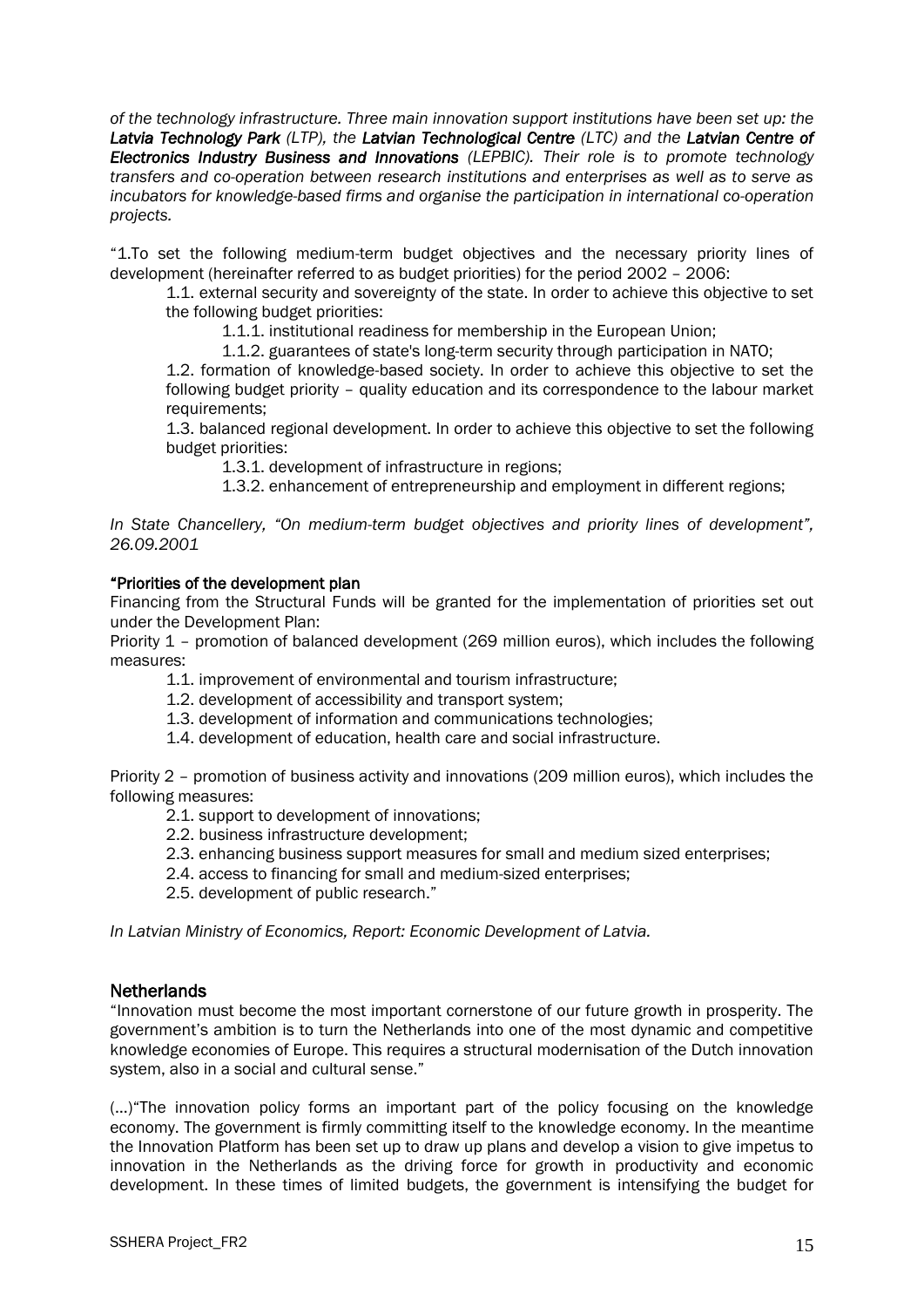*of the technology infrastructure. Three main innovation support institutions have been set up: the **Latvia Technology Park** (LTP), the **Latvian Technological Centre** (LTC) and the **Latvian Centre of Electronics Industry Business and Innovations** (LEPBIC). Their role is to promote technology transfers and co-operation between research institutions and enterprises as well as to serve as incubators for knowledge-based firms and organise the participation in international co-operation projects.*

"1.To set the following medium-term budget objectives and the necessary priority lines of development (hereinafter referred to as budget priorities) for the period 2002 – 2006:

1.1. external security and sovereignty of the state. In order to achieve this objective to set the following budget priorities:

1.1.1. institutional readiness for membership in the European Union;

1.1.2. guarantees of state's long-term security through participation in NATO;

1.2. formation of knowledge-based society. In order to achieve this objective to set the following budget priority – quality education and its correspondence to the labour market requirements;

1.3. balanced regional development. In order to achieve this objective to set the following budget priorities:

1.3.1. development of infrastructure in regions;

1.3.2. enhancement of entrepreneurship and employment in different regions;

*In State Chancellery, "On medium-term budget objectives and priority lines of development", 26.09.2001*

**"Priorities of the development plan**

Financing from the Structural Funds will be granted for the implementation of priorities set out under the Development Plan:

Priority 1 – promotion of balanced development (269 million euros), which includes the following measures:

1.1. improvement of environmental and tourism infrastructure;

1.2. development of accessibility and transport system;

1.3. development of information and communications technologies;

1.4. development of education, health care and social infrastructure.

Priority 2 – promotion of business activity and innovations (209 million euros), which includes the following measures:

2.1. support to development of innovations;

2.2. business infrastructure development;

2.3. enhancing business support measures for small and medium sized enterprises;

2.4. access to financing for small and medium-sized enterprises;

2.5. development of public research."

*In Latvian Ministry of Economics, Report: Economic Development of Latvia.*

## Netherlands

"Innovation must become the most important cornerstone of our future growth in prosperity. The government's ambition is to turn the Netherlands into one of the most dynamic and competitive knowledge economies of Europe. This requires a structural modernisation of the Dutch innovation system, also in a social and cultural sense."

(…)"The innovation policy forms an important part of the policy focusing on the knowledge economy. The government is firmly committing itself to the knowledge economy. In the meantime the Innovation Platform has been set up to draw up plans and develop a vision to give impetus to innovation in the Netherlands as the driving force for growth in productivity and economic development. In these times of limited budgets, the government is intensifying the budget for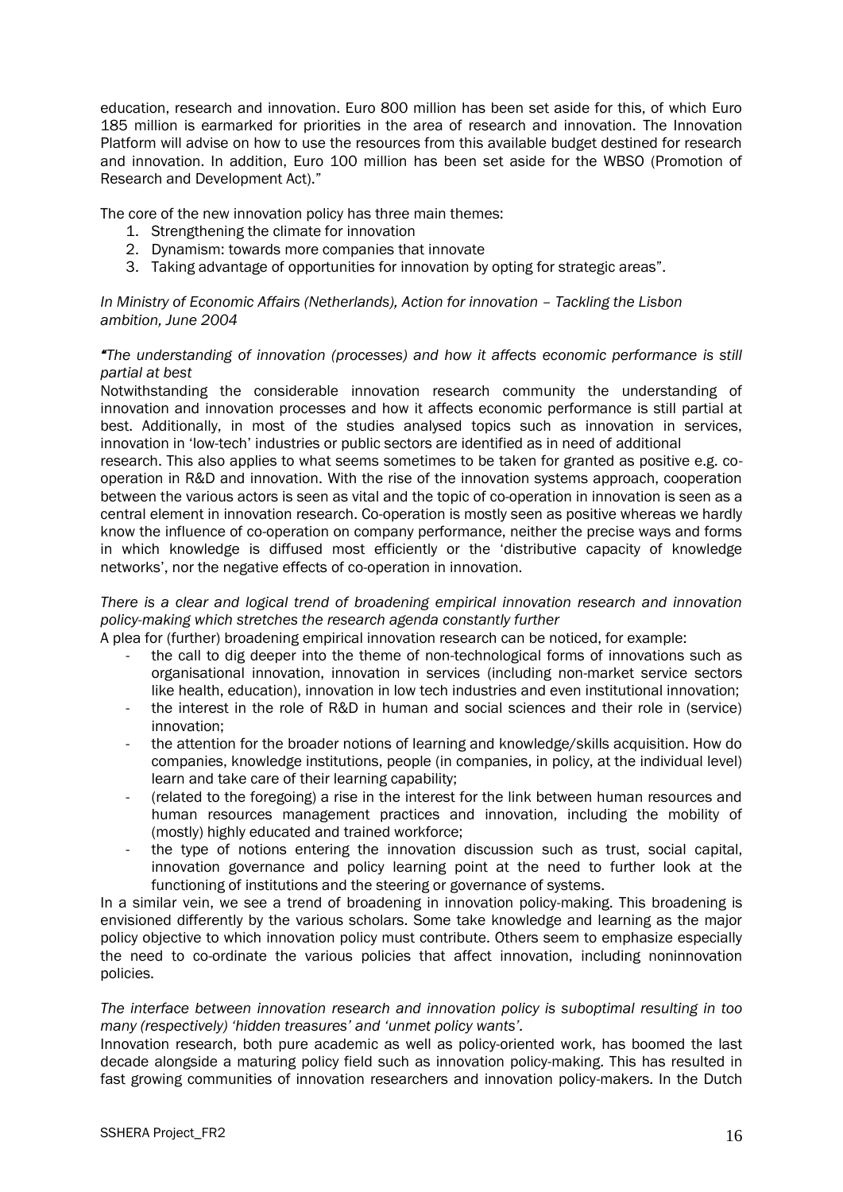education, research and innovation. Euro 800 million has been set aside for this, of which Euro 185 million is earmarked for priorities in the area of research and innovation. The Innovation Platform will advise on how to use the resources from this available budget destined for research and innovation. In addition, Euro 100 million has been set aside for the WBSO (Promotion of Research and Development Act)."

The core of the new innovation policy has three main themes:

1. Strengthening the climate for innovation
2. Dynamism: towards more companies that innovate
3. Taking advantage of opportunities for innovation by opting for strategic areas".

*In Ministry of Economic Affairs (Netherlands), Action for innovation – Tackling the Lisbon ambition, June 2004*

*"The understanding of innovation (processes) and how it affects economic performance is still partial at best*

Notwithstanding the considerable innovation research community the understanding of innovation and innovation processes and how it affects economic performance is still partial at best. Additionally, in most of the studies analysed topics such as innovation in services, innovation in 'low-tech' industries or public sectors are identified as in need of additional research. This also applies to what seems sometimes to be taken for granted as positive e.g. co-operation in R&D and innovation. With the rise of the innovation systems approach, cooperation between the various actors is seen as vital and the topic of co-operation in innovation is seen as a central element in innovation research. Co-operation is mostly seen as positive whereas we hardly know the influence of co-operation on company performance, neither the precise ways and forms in which knowledge is diffused most efficiently or the 'distributive capacity of knowledge networks', nor the negative effects of co-operation in innovation.

*There is a clear and logical trend of broadening empirical innovation research and innovation policy-making which stretches the research agenda constantly further*

A plea for (further) broadening empirical innovation research can be noticed, for example:

- the call to dig deeper into the theme of non-technological forms of innovations such as organisational innovation, innovation in services (including non-market service sectors like health, education), innovation in low tech industries and even institutional innovation;
- the interest in the role of R&D in human and social sciences and their role in (service) innovation;
- the attention for the broader notions of learning and knowledge/skills acquisition. How do companies, knowledge institutions, people (in companies, in policy, at the individual level) learn and take care of their learning capability;
- (related to the foregoing) a rise in the interest for the link between human resources and human resources management practices and innovation, including the mobility of (mostly) highly educated and trained workforce;
- the type of notions entering the innovation discussion such as trust, social capital, innovation governance and policy learning point at the need to further look at the functioning of institutions and the steering or governance of systems.

In a similar vein, we see a trend of broadening in innovation policy-making. This broadening is envisioned differently by the various scholars. Some take knowledge and learning as the major policy objective to which innovation policy must contribute. Others seem to emphasize especially the need to co-ordinate the various policies that affect innovation, including noninnovation policies.

*The interface between innovation research and innovation policy is suboptimal resulting in too many (respectively) 'hidden treasures' and 'unmet policy wants'.*

Innovation research, both pure academic as well as policy-oriented work, has boomed the last decade alongside a maturing policy field such as innovation policy-making. This has resulted in fast growing communities of innovation researchers and innovation policy-makers. In the Dutch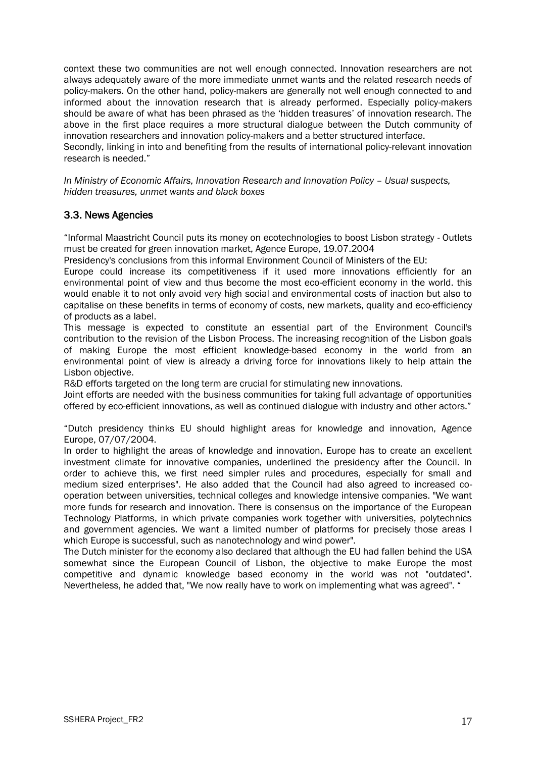context these two communities are not well enough connected. Innovation researchers are not always adequately aware of the more immediate unmet wants and the related research needs of policy-makers. On the other hand, policy-makers are generally not well enough connected to and informed about the innovation research that is already performed. Especially policy-makers should be aware of what has been phrased as the 'hidden treasures' of innovation research. The above in the first place requires a more structural dialogue between the Dutch community of innovation researchers and innovation policy-makers and a better structured interface.
Secondly, linking in into and benefiting from the results of international policy-relevant innovation research is needed."

*In Ministry of Economic Affairs, Innovation Research and Innovation Policy – Usual suspects, hidden treasures, unmet wants and black boxes*

### 3.3. News Agencies

"Informal Maastricht Council puts its money on ecotechnologies to boost Lisbon strategy - Outlets must be created for green innovation market, Agence Europe, 19.07.2004
Presidency's conclusions from this informal Environment Council of Ministers of the EU:
Europe could increase its competitiveness if it used more innovations efficiently for an environmental point of view and thus become the most eco-efficient economy in the world. this would enable it to not only avoid very high social and environmental costs of inaction but also to capitalise on these benefits in terms of economy of costs, new markets, quality and eco-efficiency of products as a label.
This message is expected to constitute an essential part of the Environment Council's contribution to the revision of the Lisbon Process. The increasing recognition of the Lisbon goals of making Europe the most efficient knowledge-based economy in the world from an environmental point of view is already a driving force for innovations likely to help attain the Lisbon objective.
R&D efforts targeted on the long term are crucial for stimulating new innovations.
Joint efforts are needed with the business communities for taking full advantage of opportunities offered by eco-efficient innovations, as well as continued dialogue with industry and other actors."

"Dutch presidency thinks EU should highlight areas for knowledge and innovation, Agence Europe, 07/07/2004.
In order to highlight the areas of knowledge and innovation, Europe has to create an excellent investment climate for innovative companies, underlined the presidency after the Council. In order to achieve this, we first need simpler rules and procedures, especially for small and medium sized enterprises". He also added that the Council had also agreed to increased co-operation between universities, technical colleges and knowledge intensive companies. "We want more funds for research and innovation. There is consensus on the importance of the European Technology Platforms, in which private companies work together with universities, polytechnics and government agencies. We want a limited number of platforms for precisely those areas I which Europe is successful, such as nanotechnology and wind power".
The Dutch minister for the economy also declared that although the EU had fallen behind the USA somewhat since the European Council of Lisbon, the objective to make Europe the most competitive and dynamic knowledge based economy in the world was not "outdated". Nevertheless, he added that, "We now really have to work on implementing what was agreed". "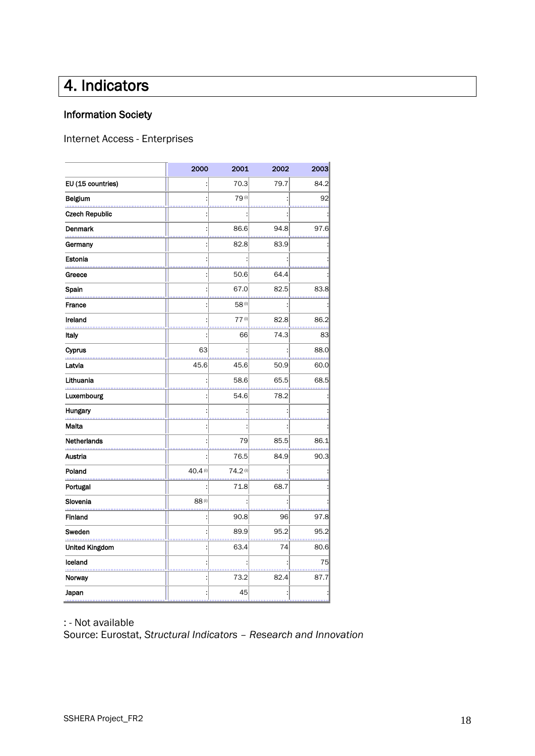# 4. Indicators

## Information Society

Internet Access - Enterprises

| | 2000 | 2001 | 2002 | 2003 |
|---|---|---|---|---|
| EU (15 countries) | : | 70.3 | 79.7 | 84.2 |
| Belgium | : | 79 (i) | : | 92 |
| Czech Republic | : | : | : | : |
| Denmark | : | 86.6 | 94.8 | 97.6 |
| Germany | : | 82.8 | 83.9 | : |
| Estonia | : | : | : | : |
| Greece | : | 50.6 | 64.4 | : |
| Spain | : | 67.0 | 82.5 | 83.8 |
| France | : | 58 (i) | : | : |
| Ireland | : | 77 (i) | 82.8 | 86.2 |
| Italy | : | 66 | 74.3 | 83 |
| Cyprus | 63 | : | : | 88.0 |
| Latvia | 45.6 | 45.6 | 50.9 | 60.0 |
| Lithuania | : | 58.6 | 65.5 | 68.5 |
| Luxembourg | : | 54.6 | 78.2 | : |
| Hungary | : | : | : | : |
| Malta | : | : | : | : |
| Netherlands | : | 79 | 85.5 | 86.1 |
| Austria | : | 76.5 | 84.9 | 90.3 |
| Poland | 40.4 (i) | 74.2 (i) | : | : |
| Portugal | : | 71.8 | 68.7 | : |
| Slovenia | 88 (i) | : | : | : |
| Finland | : | 90.8 | 96 | 97.8 |
| Sweden | : | 89.9 | 95.2 | 95.2 |
| United Kingdom | : | 63.4 | 74 | 80.6 |
| Iceland | : | : | : | 75 |
| Norway | : | 73.2 | 82.4 | 87.7 |
| Japan | : | 45 | : | : |

: - Not available

Source: Eurostat, *Structural Indicators – Research and Innovation*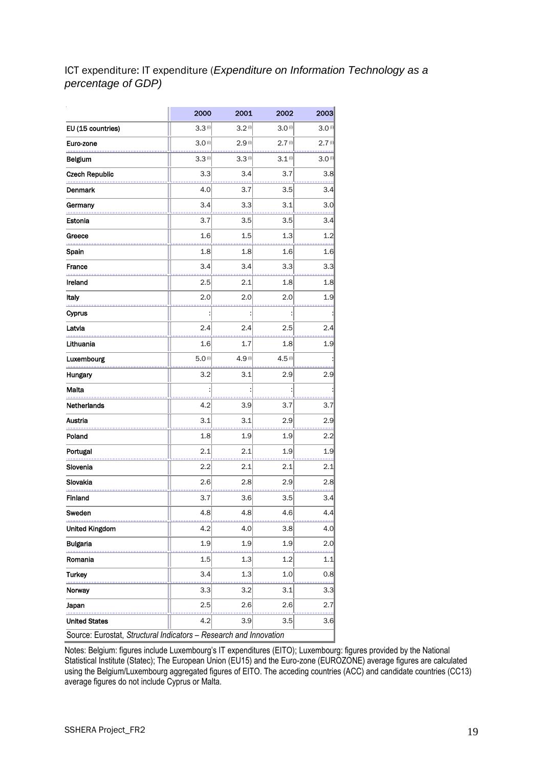ICT expenditure: IT expenditure (*Expenditure on Information Technology as a percentage of GDP)*

| | 2000 | 2001 | 2002 | 2003 |
|---|---|---|---|---|
| EU (15 countries) | 3.3 (i) | 3.2 (i) | 3.0 (i) | 3.0 (i) |
| Euro-zone | 3.0 (i) | 2.9 (i) | 2.7 (i) | 2.7 (i) |
| Belgium | 3.3 (i) | 3.3 (i) | 3.1 (i) | 3.0 (i) |
| Czech Republic | 3.3 | 3.4 | 3.7 | 3.8 |
| Denmark | 4.0 | 3.7 | 3.5 | 3.4 |
| Germany | 3.4 | 3.3 | 3.1 | 3.0 |
| Estonia | 3.7 | 3.5 | 3.5 | 3.4 |
| Greece | 1.6 | 1.5 | 1.3 | 1.2 |
| Spain | 1.8 | 1.8 | 1.6 | 1.6 |
| France | 3.4 | 3.4 | 3.3 | 3.3 |
| Ireland | 2.5 | 2.1 | 1.8 | 1.8 |
| Italy | 2.0 | 2.0 | 2.0 | 1.9 |
| Cyprus | : | : | : | : |
| Latvia | 2.4 | 2.4 | 2.5 | 2.4 |
| Lithuania | 1.6 | 1.7 | 1.8 | 1.9 |
| Luxembourg | 5.0 (i) | 4.9 (i) | 4.5 (i) | : |
| Hungary | 3.2 | 3.1 | 2.9 | 2.9 |
| Malta | : | : | : | : |
| Netherlands | 4.2 | 3.9 | 3.7 | 3.7 |
| Austria | 3.1 | 3.1 | 2.9 | 2.9 |
| Poland | 1.8 | 1.9 | 1.9 | 2.2 |
| Portugal | 2.1 | 2.1 | 1.9 | 1.9 |
| Slovenia | 2.2 | 2.1 | 2.1 | 2.1 |
| Slovakia | 2.6 | 2.8 | 2.9 | 2.8 |
| Finland | 3.7 | 3.6 | 3.5 | 3.4 |
| Sweden | 4.8 | 4.8 | 4.6 | 4.4 |
| United Kingdom | 4.2 | 4.0 | 3.8 | 4.0 |
| Bulgaria | 1.9 | 1.9 | 1.9 | 2.0 |
| Romania | 1.5 | 1.3 | 1.2 | 1.1 |
| Turkey | 3.4 | 1.3 | 1.0 | 0.8 |
| Norway | 3.3 | 3.2 | 3.1 | 3.3 |
| Japan | 2.5 | 2.6 | 2.6 | 2.7 |
| United States | 4.2 | 3.9 | 3.5 | 3.6 |

Source: Eurostat, *Structural Indicators – Research and Innovation*

Notes: Belgium: figures include Luxembourg's IT expenditures (EITO); Luxembourg: figures provided by the National Statistical Institute (Statec); The European Union (EU15) and the Euro-zone (EUROZONE) average figures are calculated using the Belgium/Luxembourg aggregated figures of EITO. The acceding countries (ACC) and candidate countries (CC13) average figures do not include Cyprus or Malta.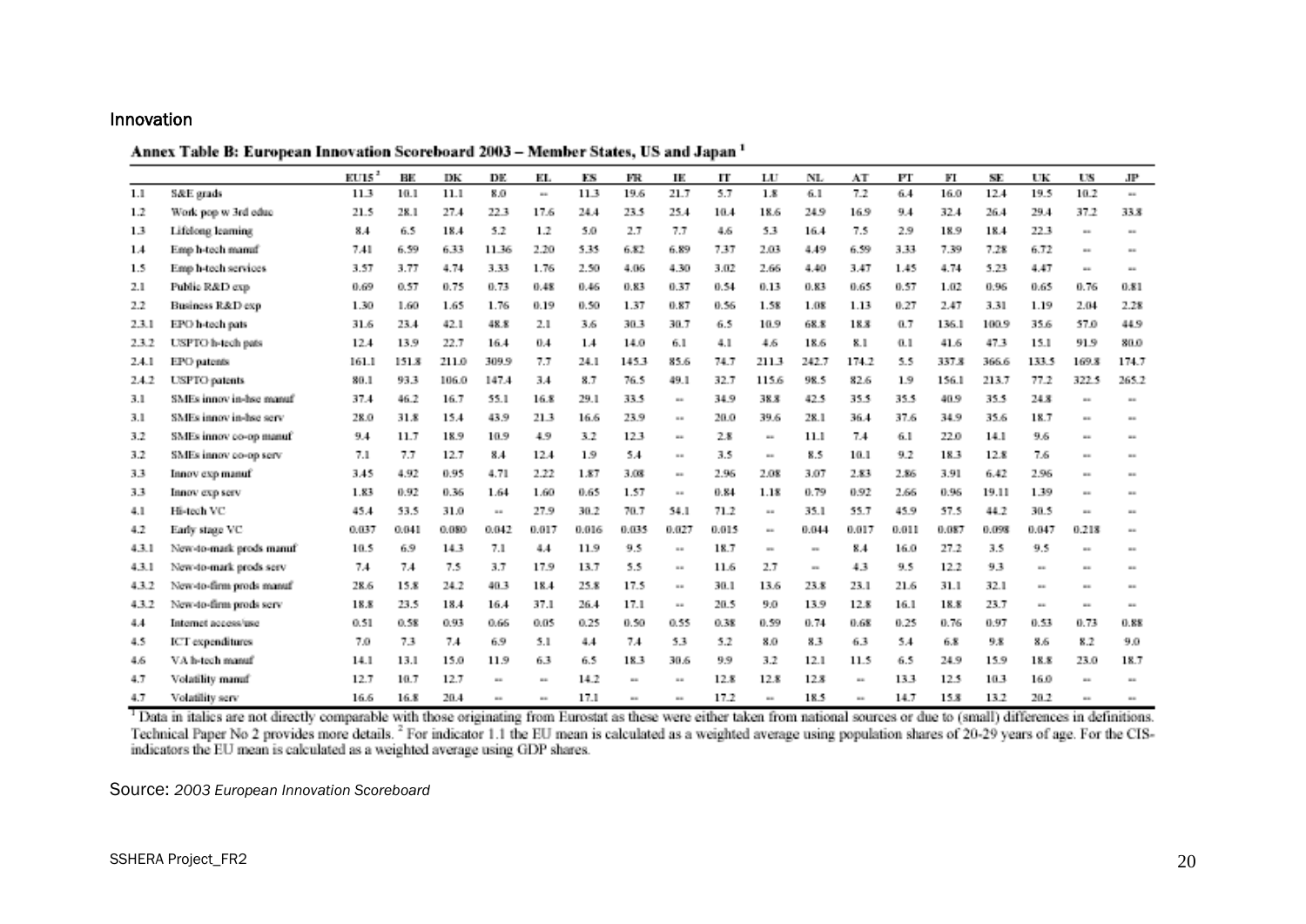## Innovation

**Annex Table B: European Innovation Scoreboard 2003 – Member States, US and Japan [1]**

| | | EU15 [2] | BE | DK | DE | EL | ES | FR | IE | IT | LU | NL | AT | PT | FI | SE | UK | US | JP |
|---|---|---|---|---|---|---|---|---|---|---|---|---|---|---|---|---|---|---|---|
| 1.1 | S&E grads | 11.3 | 10.1 | 11.1 | 8.0 | -- | 11.3 | 19.6 | 21.7 | 5.7 | 1.8 | 6.1 | 7.2 | 6.4 | 16.0 | 12.4 | 19.5 | 10.2 | -- |
| 1.2 | Work pop w 3rd educ | 21.5 | 28.1 | 27.4 | 22.3 | 17.6 | 24.4 | 23.5 | 25.4 | 10.4 | 18.6 | 24.9 | 16.9 | 9.4 | 32.4 | 26.4 | 29.4 | 37.2 | 33.8 |
| 1.3 | Lifelong learning | 8.4 | 6.5 | 18.4 | 5.2 | 1.2 | 5.0 | 2.7 | 7.7 | 4.6 | 5.3 | 16.4 | 7.5 | 2.9 | 18.9 | 18.4 | 22.3 | -- | -- |
| 1.4 | Emp h-tech manuf | 7.41 | 6.59 | 6.33 | 11.36 | 2.20 | 5.35 | 6.82 | 6.89 | 7.37 | 2.03 | 4.49 | 6.59 | 3.33 | 7.39 | 7.28 | 6.72 | -- | -- |
| 1.5 | Emp h-tech services | 3.57 | 3.77 | 4.74 | 3.33 | 1.76 | 2.50 | 4.06 | 4.30 | 3.02 | 2.66 | 4.40 | 3.47 | 1.45 | 4.74 | 5.23 | 4.47 | -- | -- |
| 2.1 | Public R&D exp | 0.69 | 0.57 | 0.75 | 0.73 | 0.48 | 0.46 | 0.83 | 0.37 | 0.54 | 0.13 | 0.83 | 0.65 | 0.57 | 1.02 | 0.96 | 0.65 | 0.76 | 0.81 |
| 2.2 | Business R&D exp | 1.30 | 1.60 | 1.65 | 1.76 | 0.19 | 0.50 | 1.37 | 0.87 | 0.56 | 1.58 | 1.08 | 1.13 | 0.27 | 2.47 | 3.31 | 1.19 | 2.04 | 2.28 |
| 2.3.1 | EPO h-tech pats | 31.6 | 23.4 | 42.1 | 48.8 | 2.1 | 3.6 | 30.3 | 30.7 | 6.5 | 10.9 | 68.8 | 18.8 | 0.7 | 136.1 | 100.9 | 35.6 | 57.0 | 44.9 |
| 2.3.2 | USPTO h-tech pats | 12.4 | 13.9 | 22.7 | 16.4 | 0.4 | 1.4 | 14.0 | 6.1 | 4.1 | 4.6 | 18.6 | 8.1 | 0.1 | 41.6 | 47.3 | 15.1 | 91.9 | 80.0 |
| 2.4.1 | EPO patents | 161.1 | 151.8 | 211.0 | 309.9 | 7.7 | 24.1 | 145.3 | 85.6 | 74.7 | 211.3 | 242.7 | 174.2 | 5.5 | 337.8 | 366.6 | 133.5 | 169.8 | 174.7 |
| 2.4.2 | USPTO patents | 80.1 | 93.3 | 106.0 | 147.4 | 3.4 | 8.7 | 76.5 | 49.1 | 32.7 | 115.6 | 98.5 | 82.6 | 1.9 | 156.1 | 213.7 | 77.2 | 322.5 | 265.2 |
| 3.1 | SMEs innov in-hse manuf | 37.4 | 46.2 | 16.7 | 55.1 | 16.8 | 29.1 | 33.5 | -- | 34.9 | 38.8 | 42.5 | 35.5 | 35.5 | 40.9 | 35.5 | 24.8 | -- | -- |
| 3.1 | SMEs innov in-hse serv | 28.0 | 31.8 | 15.4 | 43.9 | 21.3 | 16.6 | 23.9 | -- | 20.0 | 39.6 | 28.1 | 36.4 | 37.6 | 34.9 | 35.6 | 18.7 | -- | -- |
| 3.2 | SMEs innov co-op manuf | 9.4 | 11.7 | 18.9 | 10.9 | 4.9 | 3.2 | 12.3 | -- | 2.8 | -- | 11.1 | 7.4 | 6.1 | 22.0 | 14.1 | 9.6 | -- | -- |
| 3.2 | SMEs innov co-op serv | 7.1 | 7.7 | 12.7 | 8.4 | 12.4 | 1.9 | 5.4 | -- | 3.5 | -- | 8.5 | 10.1 | 9.2 | 18.3 | 12.8 | 7.6 | -- | -- |
| 3.3 | Innov exp manuf | 3.45 | 4.92 | 0.95 | 4.71 | 2.22 | 1.87 | 3.08 | -- | 2.96 | 2.08 | 3.07 | 2.83 | 2.86 | 3.91 | 6.42 | 2.96 | -- | -- |
| 3.3 | Innov exp serv | 1.83 | 0.92 | 0.36 | 1.64 | 1.60 | 0.65 | 1.57 | -- | 0.84 | 1.18 | 0.79 | 0.92 | 2.66 | 0.96 | 19.11 | 1.39 | -- | -- |
| 4.1 | Hi-tech VC | 45.4 | 53.5 | 31.0 | -- | 27.9 | 30.2 | 70.7 | 54.1 | 71.2 | -- | 35.1 | 55.7 | 45.9 | 57.5 | 44.2 | 30.5 | -- | -- |
| 4.2 | Early stage VC | 0.037 | 0.041 | 0.080 | 0.042 | 0.017 | 0.016 | 0.035 | 0.027 | 0.015 | -- | 0.044 | 0.017 | 0.011 | 0.087 | 0.098 | 0.047 | 0.218 | -- |
| 4.3.1 | New-to-mark prods manuf | 10.5 | 6.9 | 14.3 | 7.1 | 4.4 | 11.9 | 9.5 | -- | 18.7 | -- | -- | 8.4 | 16.0 | 27.2 | 3.5 | 9.5 | -- | -- |
| 4.3.1 | New-to-mark prods serv | 7.4 | 7.4 | 7.5 | 3.7 | 17.9 | 13.7 | 5.5 | -- | 11.6 | 2.7 | -- | 4.3 | 9.5 | 12.2 | 9.3 | -- | -- | -- |
| 4.3.2 | New-to-firm prods manuf | 28.6 | 15.8 | 24.2 | 40.3 | 18.4 | 25.8 | 17.5 | -- | 30.1 | 13.6 | 23.8 | 23.1 | 21.6 | 31.1 | 32.1 | -- | -- | -- |
| 4.3.2 | New-to-firm prods serv | 18.8 | 23.5 | 18.4 | 16.4 | 37.1 | 26.4 | 17.1 | -- | 20.5 | 9.0 | 13.9 | 12.8 | 16.1 | 18.8 | 23.7 | -- | -- | -- |
| 4.4 | Internet access/use | 0.51 | 0.58 | 0.93 | 0.66 | 0.05 | 0.25 | 0.50 | 0.55 | 0.38 | 0.59 | 0.74 | 0.68 | 0.25 | 0.76 | 0.97 | 0.53 | 0.73 | 0.88 |
| 4.5 | ICT expenditures | 7.0 | 7.3 | 7.4 | 6.9 | 5.1 | 4.4 | 7.4 | 5.3 | 5.2 | 8.0 | 8.3 | 6.3 | 5.4 | 6.8 | 9.8 | 8.6 | 8.2 | 9.0 |
| 4.6 | VA h-tech manuf | 14.1 | 13.1 | 15.0 | 11.9 | 6.3 | 6.5 | 18.3 | 30.6 | 9.9 | 3.2 | 12.1 | 11.5 | 6.5 | 24.9 | 15.9 | 18.8 | 23.0 | 18.7 |
| 4.7 | Volatility manuf | 12.7 | 10.7 | 12.7 | -- | -- | 14.2 | -- | -- | 12.8 | 12.8 | 12.8 | -- | 13.3 | 12.5 | 10.3 | 16.0 | -- | -- |
| 4.7 | Volatility serv | 16.6 | 16.8 | 20.4 | -- | -- | 17.1 | -- | -- | 17.2 | -- | 18.5 | -- | 14.7 | 15.8 | 13.2 | 20.2 | -- | -- |

[1] Data in italics are not directly comparable with those originating from Eurostat as these were either taken from national sources or due to (small) differences in definitions. Technical Paper No 2 provides more details. [2] For indicator 1.1 the EU mean is calculated as a weighted average using population shares of 20-29 years of age. For the CIS-indicators the EU mean is calculated as a weighted average using GDP shares.

Source: *2003 European Innovation Scoreboard*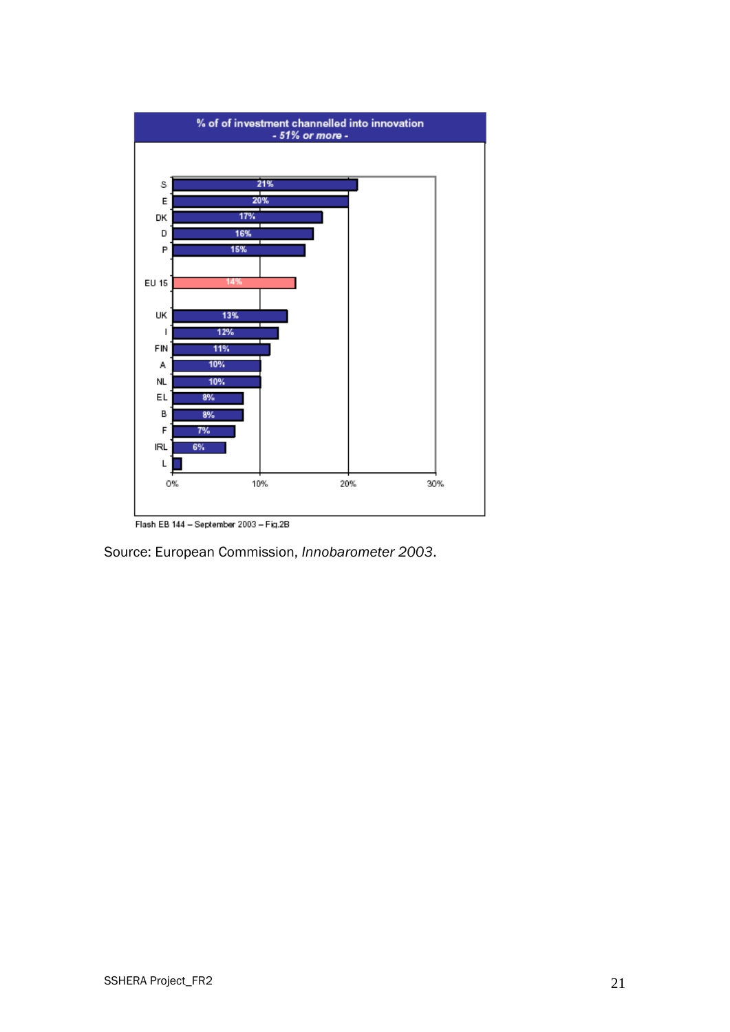**% of of investment channelled into innovation**
***- 51% or more -***

| Country | % |
|---|---|
| S | 21% |
| E | 20% |
| DK | 17% |
| D | 16% |
| P | 15% |
| EU 15 | 14% |
| UK | 13% |
| I | 12% |
| FIN | 11% |
| A | 10% |
| NL | 10% |
| EL | 8% |
| B | 8% |
| F | 7% |
| IRL | 6% |
| L | |

Flash EB 144 – September 2003 – Fig.2B

Source: European Commission, *Innobarometer 2003*.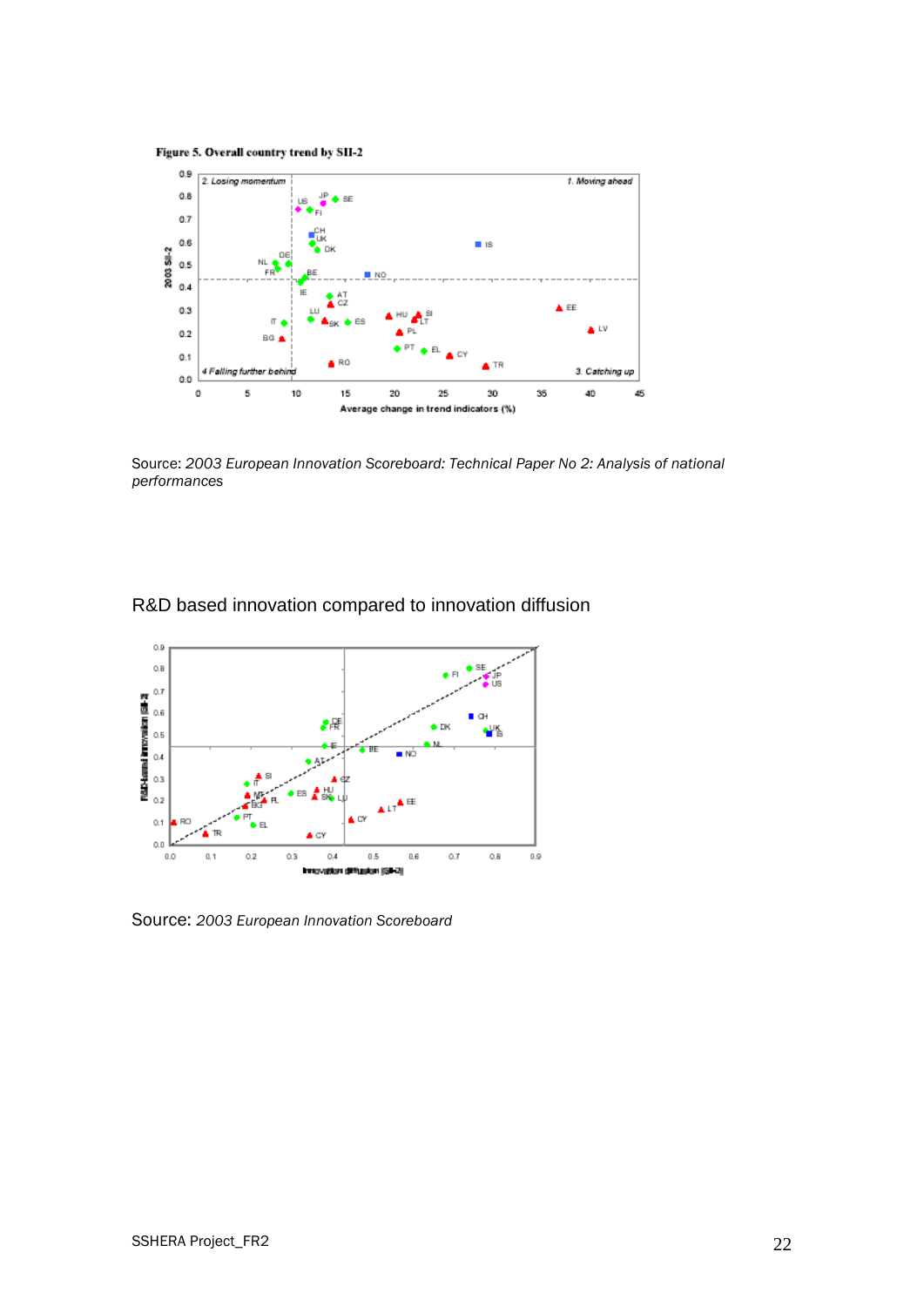**Figure 5. Overall country trend by SII-2**

Source: *2003 European Innovation Scoreboard: Technical Paper No 2: Analysis of national performances*

R&D based innovation compared to innovation diffusion

Source: *2003 European Innovation Scoreboard*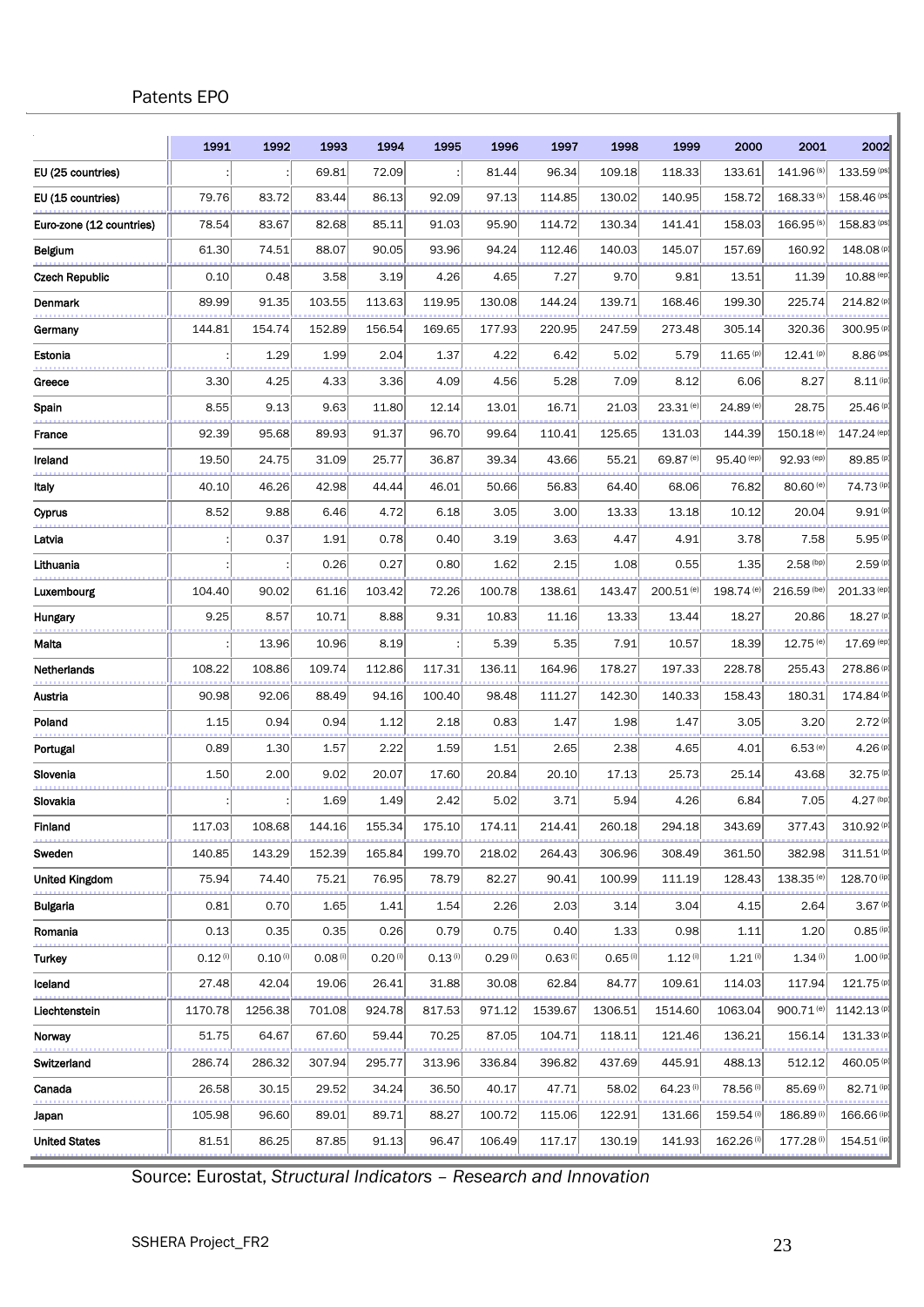Patents EPO

| | 1991 | 1992 | 1993 | 1994 | 1995 | 1996 | 1997 | 1998 | 1999 | 2000 | 2001 | 2002 |
|---|---|---|---|---|---|---|---|---|---|---|---|---|
| EU (25 countries) | : | : | 69.81 | 72.09 | : | 81.44 | 96.34 | 109.18 | 118.33 | 133.61 | 141.96 (s) | 133.59 (ps) |
| EU (15 countries) | 79.76 | 83.72 | 83.44 | 86.13 | 92.09 | 97.13 | 114.85 | 130.02 | 140.95 | 158.72 | 168.33 (s) | 158.46 (ps) |
| Euro-zone (12 countries) | 78.54 | 83.67 | 82.68 | 85.11 | 91.03 | 95.90 | 114.72 | 130.34 | 141.41 | 158.03 | 166.95 (s) | 158.83 (ps) |
| Belgium | 61.30 | 74.51 | 88.07 | 90.05 | 93.96 | 94.24 | 112.46 | 140.03 | 145.07 | 157.69 | 160.92 | 148.08 (p) |
| Czech Republic | 0.10 | 0.48 | 3.58 | 3.19 | 4.26 | 4.65 | 7.27 | 9.70 | 9.81 | 13.51 | 11.39 | 10.88 (ep) |
| Denmark | 89.99 | 91.35 | 103.55 | 113.63 | 119.95 | 130.08 | 144.24 | 139.71 | 168.46 | 199.30 | 225.74 | 214.82 (p) |
| Germany | 144.81 | 154.74 | 152.89 | 156.54 | 169.65 | 177.93 | 220.95 | 247.59 | 273.48 | 305.14 | 320.36 | 300.95 (p) |
| Estonia | : | 1.29 | 1.99 | 2.04 | 1.37 | 4.22 | 6.42 | 5.02 | 5.79 | 11.65 (p) | 12.41 (p) | 8.86 (ps) |
| Greece | 3.30 | 4.25 | 4.33 | 3.36 | 4.09 | 4.56 | 5.28 | 7.09 | 8.12 | 6.06 | 8.27 | 8.11 (ip) |
| Spain | 8.55 | 9.13 | 9.63 | 11.80 | 12.14 | 13.01 | 16.71 | 21.03 | 23.31 (e) | 24.89 (e) | 28.75 | 25.46 (p) |
| France | 92.39 | 95.68 | 89.93 | 91.37 | 96.70 | 99.64 | 110.41 | 125.65 | 131.03 | 144.39 | 150.18 (e) | 147.24 (ep) |
| Ireland | 19.50 | 24.75 | 31.09 | 25.77 | 36.87 | 39.34 | 43.66 | 55.21 | 69.87 (e) | 95.40 (ep) | 92.93 (ep) | 89.85 (p) |
| Italy | 40.10 | 46.26 | 42.98 | 44.44 | 46.01 | 50.66 | 56.83 | 64.40 | 68.06 | 76.82 | 80.60 (e) | 74.73 (ip) |
| Cyprus | 8.52 | 9.88 | 6.46 | 4.72 | 6.18 | 3.05 | 3.00 | 13.33 | 13.18 | 10.12 | 20.04 | 9.91 (p) |
| Latvia | : | 0.37 | 1.91 | 0.78 | 0.40 | 3.19 | 3.63 | 4.47 | 4.91 | 3.78 | 7.58 | 5.95 (p) |
| Lithuania | : | : | 0.26 | 0.27 | 0.80 | 1.62 | 2.15 | 1.08 | 0.55 | 1.35 | 2.58 (bp) | 2.59 (p) |
| Luxembourg | 104.40 | 90.02 | 61.16 | 103.42 | 72.26 | 100.78 | 138.61 | 143.47 | 200.51 (e) | 198.74 (e) | 216.59 (be) | 201.33 (ep) |
| Hungary | 9.25 | 8.57 | 10.71 | 8.88 | 9.31 | 10.83 | 11.16 | 13.33 | 13.44 | 18.27 | 20.86 | 18.27 (p) |
| Malta | : | 13.96 | 10.96 | 8.19 | : | 5.39 | 5.35 | 7.91 | 10.57 | 18.39 | 12.75 (e) | 17.69 (ep) |
| Netherlands | 108.22 | 108.86 | 109.74 | 112.86 | 117.31 | 136.11 | 164.96 | 178.27 | 197.33 | 228.78 | 255.43 | 278.86 (p) |
| Austria | 90.98 | 92.06 | 88.49 | 94.16 | 100.40 | 98.48 | 111.27 | 142.30 | 140.33 | 158.43 | 180.31 | 174.84 (p) |
| Poland | 1.15 | 0.94 | 0.94 | 1.12 | 2.18 | 0.83 | 1.47 | 1.98 | 1.47 | 3.05 | 3.20 | 2.72 (p) |
| Portugal | 0.89 | 1.30 | 1.57 | 2.22 | 1.59 | 1.51 | 2.65 | 2.38 | 4.65 | 4.01 | 6.53 (e) | 4.26 (p) |
| Slovenia | 1.50 | 2.00 | 9.02 | 20.07 | 17.60 | 20.84 | 20.10 | 17.13 | 25.73 | 25.14 | 43.68 | 32.75 (p) |
| Slovakia | : | : | 1.69 | 1.49 | 2.42 | 5.02 | 3.71 | 5.94 | 4.26 | 6.84 | 7.05 | 4.27 (bp) |
| Finland | 117.03 | 108.68 | 144.16 | 155.34 | 175.10 | 174.11 | 214.41 | 260.18 | 294.18 | 343.69 | 377.43 | 310.92 (p) |
| Sweden | 140.85 | 143.29 | 152.39 | 165.84 | 199.70 | 218.02 | 264.43 | 306.96 | 308.49 | 361.50 | 382.98 | 311.51 (p) |
| United Kingdom | 75.94 | 74.40 | 75.21 | 76.95 | 78.79 | 82.27 | 90.41 | 100.99 | 111.19 | 128.43 | 138.35 (e) | 128.70 (ip) |
| Bulgaria | 0.81 | 0.70 | 1.65 | 1.41 | 1.54 | 2.26 | 2.03 | 3.14 | 3.04 | 4.15 | 2.64 | 3.67 (p) |
| Romania | 0.13 | 0.35 | 0.35 | 0.26 | 0.79 | 0.75 | 0.40 | 1.33 | 0.98 | 1.11 | 1.20 | 0.85 (ip) |
| Turkey | 0.12 (i) | 0.10 (i) | 0.08 (i) | 0.20 (i) | 0.13 (i) | 0.29 (i) | 0.63 (i) | 0.65 (i) | 1.12 (i) | 1.21 (i) | 1.34 (i) | 1.00 (ip) |
| Iceland | 27.48 | 42.04 | 19.06 | 26.41 | 31.88 | 30.08 | 62.84 | 84.77 | 109.61 | 114.03 | 117.94 | 121.75 (p) |
| Liechtenstein | 1170.78 | 1256.38 | 701.08 | 924.78 | 817.53 | 971.12 | 1539.67 | 1306.51 | 1514.60 | 1063.04 | 900.71 (e) | 1142.13 (p) |
| Norway | 51.75 | 64.67 | 67.60 | 59.44 | 70.25 | 87.05 | 104.71 | 118.11 | 121.46 | 136.21 | 156.14 | 131.33 (p) |
| Switzerland | 286.74 | 286.32 | 307.94 | 295.77 | 313.96 | 336.84 | 396.82 | 437.69 | 445.91 | 488.13 | 512.12 | 460.05 (p) |
| Canada | 26.58 | 30.15 | 29.52 | 34.24 | 36.50 | 40.17 | 47.71 | 58.02 | 64.23 (i) | 78.56 (i) | 85.69 (i) | 82.71 (ip) |
| Japan | 105.98 | 96.60 | 89.01 | 89.71 | 88.27 | 100.72 | 115.06 | 122.91 | 131.66 | 159.54 (i) | 186.89 (i) | 166.66 (ip) |
| United States | 81.51 | 86.25 | 87.85 | 91.13 | 96.47 | 106.49 | 117.17 | 130.19 | 141.93 | 162.26 (i) | 177.28 (i) | 154.51 (ip) |

Source: Eurostat, *Structural Indicators – Research and Innovation*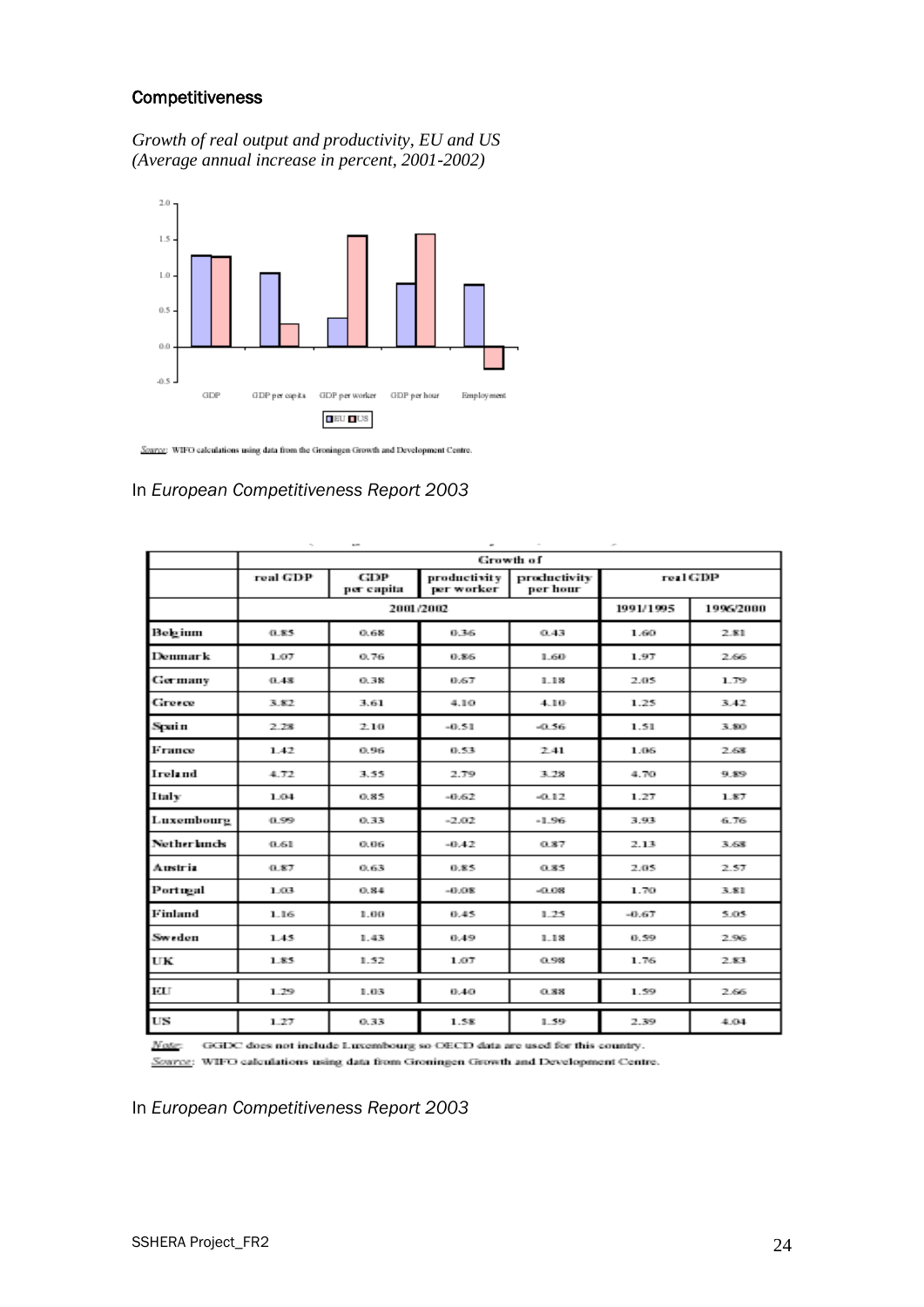### Competitiveness

*Growth of real output and productivity, EU and US*
*(Average annual increase in percent, 2001-2002)*

Source: WIFO calculations using data from the Groningen Growth and Development Centre.

In *European Competitiveness Report 2003*

| | Growth of | | | | | |
|---|---|---|---|---|---|---|
| | real GDP | GDP per capita | productivity per worker | productivity per hour | real GDP | |
| | 2001/2002 | | | | 1991/1995 | 1996/2000 |
| Belgium | 0.85 | 0.68 | 0.36 | 0.43 | 1.60 | 2.81 |
| Denmark | 1.07 | 0.76 | 0.86 | 1.60 | 1.97 | 2.66 |
| Germany | 0.48 | 0.38 | 0.67 | 1.18 | 2.05 | 1.79 |
| Greece | 3.82 | 3.61 | 4.10 | 4.10 | 1.25 | 3.42 |
| Spain | 2.28 | 2.10 | -0.51 | -0.56 | 1.51 | 3.80 |
| France | 1.42 | 0.96 | 0.53 | 2.41 | 1.06 | 2.68 |
| Ireland | 4.72 | 3.55 | 2.79 | 3.28 | 4.70 | 9.89 |
| Italy | 1.04 | 0.85 | -0.62 | -0.12 | 1.27 | 1.87 |
| Luxembourg | 0.99 | 0.33 | -2.02 | -1.96 | 3.93 | 6.76 |
| Netherlands | 0.61 | 0.06 | -0.42 | 0.37 | 2.13 | 3.68 |
| Austria | 0.87 | 0.63 | 0.85 | 0.85 | 2.05 | 2.57 |
| Portugal | 1.03 | 0.84 | -0.08 | -0.08 | 1.70 | 3.81 |
| Finland | 1.16 | 1.00 | 0.45 | 1.25 | -0.67 | 5.05 |
| Sweden | 1.45 | 1.43 | 0.49 | 1.18 | 0.59 | 2.96 |
| UK | 1.85 | 1.52 | 1.07 | 0.98 | 1.76 | 2.83 |
| EU | 1.29 | 1.03 | 0.40 | 0.88 | 1.59 | 2.66 |
| US | 1.27 | 0.33 | 1.58 | 1.59 | 2.39 | 4.04 |

Note: GGDC does not include Luxembourg so OECD data are used for this country.
Source: WIFO calculations using data from Groningen Growth and Development Centre.

In *European Competitiveness Report 2003*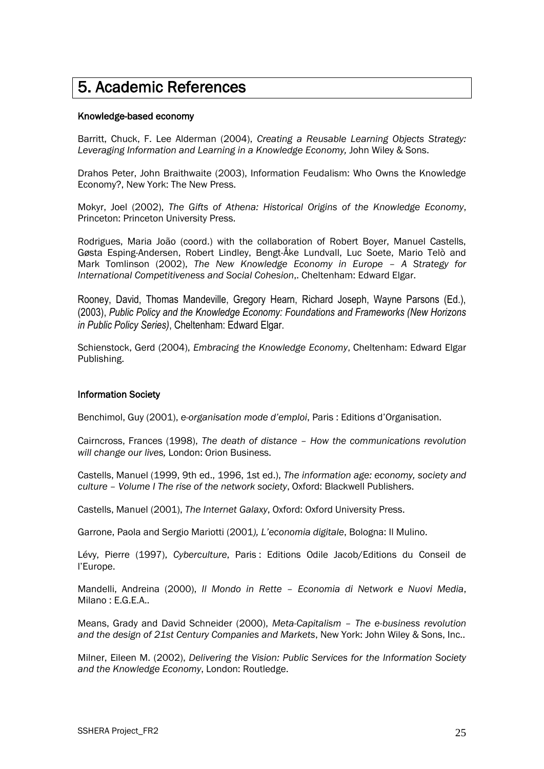# 5. Academic References

**Knowledge-based economy**

Barritt, Chuck, F. Lee Alderman (2004), *Creating a Reusable Learning Objects Strategy: Leveraging Information and Learning in a Knowledge Economy,* John Wiley & Sons.

Drahos Peter, John Braithwaite (2003), Information Feudalism: Who Owns the Knowledge Economy?, New York: The New Press.

Mokyr, Joel (2002), *The Gifts of Athena: Historical Origins of the Knowledge Economy*, Princeton: Princeton University Press.

Rodrigues, Maria João (coord.) with the collaboration of Robert Boyer, Manuel Castells, Gøsta Esping-Andersen, Robert Lindley, Bengt-Åke Lundvall, Luc Soete, Mario Telò and Mark Tomlinson (2002), *The New Knowledge Economy in Europe – A Strategy for International Competitiveness and Social Cohesion*,. Cheltenham: Edward Elgar.

Rooney, David, Thomas Mandeville, Gregory Hearn, Richard Joseph, Wayne Parsons (Ed.), (2003), *Public Policy and the Knowledge Economy: Foundations and Frameworks (New Horizons in Public Policy Series)*, Cheltenham: Edward Elgar.

Schienstock, Gerd (2004), *Embracing the Knowledge Economy*, Cheltenham: Edward Elgar Publishing.

**Information Society**

Benchimol, Guy (2001), *e-organisation mode d'emploi*, Paris : Editions d'Organisation.

Cairncross, Frances (1998), *The death of distance – How the communications revolution will change our lives,* London: Orion Business.

Castells, Manuel (1999, 9th ed., 1996, 1st ed.), *The information age: economy, society and culture – Volume I The rise of the network society*, Oxford: Blackwell Publishers.

Castells, Manuel (2001), *The Internet Galaxy*, Oxford: Oxford University Press.

Garrone, Paola and Sergio Mariotti (2001*), L'economia digitale*, Bologna: Il Mulino.

Lévy, Pierre (1997), *Cyberculture*, Paris : Editions Odile Jacob/Editions du Conseil de l'Europe.

Mandelli, Andreina (2000), *Il Mondo in Rette – Economia di Network e Nuovi Media*, Milano : E.G.E.A..

Means, Grady and David Schneider (2000), *Meta-Capitalism – The e-business revolution and the design of 21st Century Companies and Markets*, New York: John Wiley & Sons, Inc..

Milner, Eileen M. (2002), *Delivering the Vision: Public Services for the Information Society and the Knowledge Economy*, London: Routledge.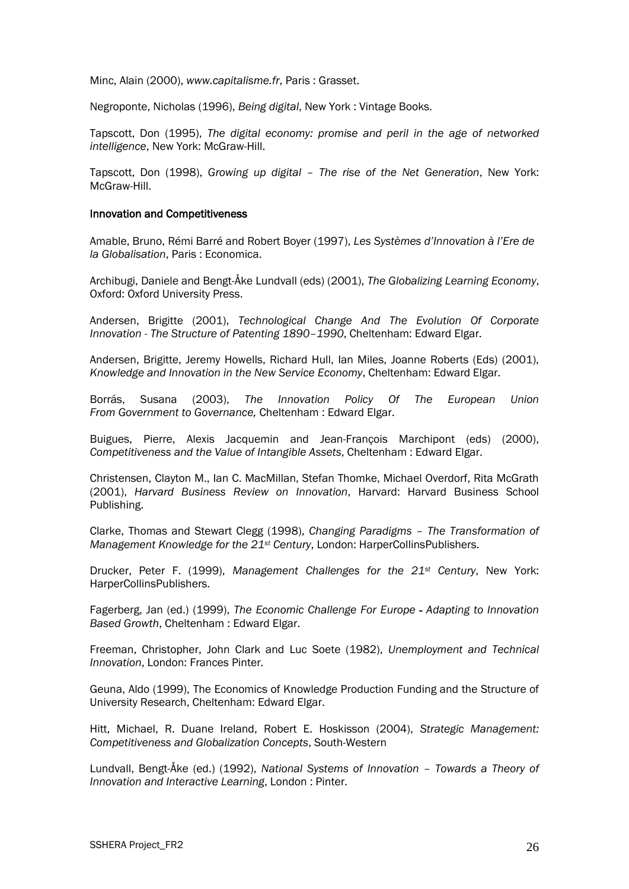Minc, Alain (2000), *www.capitalisme.fr*, Paris : Grasset.

Negroponte, Nicholas (1996), *Being digital*, New York : Vintage Books.

Tapscott, Don (1995), *The digital economy: promise and peril in the age of networked intelligence*, New York: McGraw-Hill.

Tapscott, Don (1998), *Growing up digital – The rise of the Net Generation*, New York: McGraw-Hill.

### Innovation and Competitiveness

Amable, Bruno, Rémi Barré and Robert Boyer (1997), *Les Systèmes d'Innovation à l'Ere de la Globalisation*, Paris : Economica.

Archibugi, Daniele and Bengt-Åke Lundvall (eds) (2001), *The Globalizing Learning Economy*, Oxford: Oxford University Press.

Andersen, Brigitte (2001), *Technological Change And The Evolution Of Corporate Innovation - The Structure of Patenting 1890–1990*, Cheltenham: Edward Elgar.

Andersen, Brigitte, Jeremy Howells, Richard Hull, Ian Miles, Joanne Roberts (Eds) (2001), *Knowledge and Innovation in the New Service Economy*, Cheltenham: Edward Elgar.

Borrás, Susana (2003), *The Innovation Policy Of The European Union From Government to Governance,* Cheltenham : Edward Elgar.

Buigues, Pierre, Alexis Jacquemin and Jean-François Marchipont (eds) (2000), *Competitiveness and the Value of Intangible Assets*, Cheltenham : Edward Elgar.

Christensen, Clayton M., Ian C. MacMillan, Stefan Thomke, Michael Overdorf, Rita McGrath (2001), *Harvard Business Review on Innovation*, Harvard: Harvard Business School Publishing.

Clarke, Thomas and Stewart Clegg (1998), *Changing Paradigms – The Transformation of Management Knowledge for the 21st Century*, London: HarperCollinsPublishers.

Drucker, Peter F. (1999), *Management Challenges for the 21st Century*, New York: HarperCollinsPublishers.

Fagerberg, Jan (ed.) (1999), *The Economic Challenge For Europe - Adapting to Innovation Based Growth*, Cheltenham : Edward Elgar.

Freeman, Christopher, John Clark and Luc Soete (1982), *Unemployment and Technical Innovation*, London: Frances Pinter.

Geuna, Aldo (1999), The Economics of Knowledge Production Funding and the Structure of University Research, Cheltenham: Edward Elgar.

Hitt, Michael, R. Duane Ireland, Robert E. Hoskisson (2004), *Strategic Management: Competitiveness and Globalization Concepts*, South-Western

Lundvall, Bengt-Åke (ed.) (1992), *National Systems of Innovation – Towards a Theory of Innovation and Interactive Learning*, London : Pinter.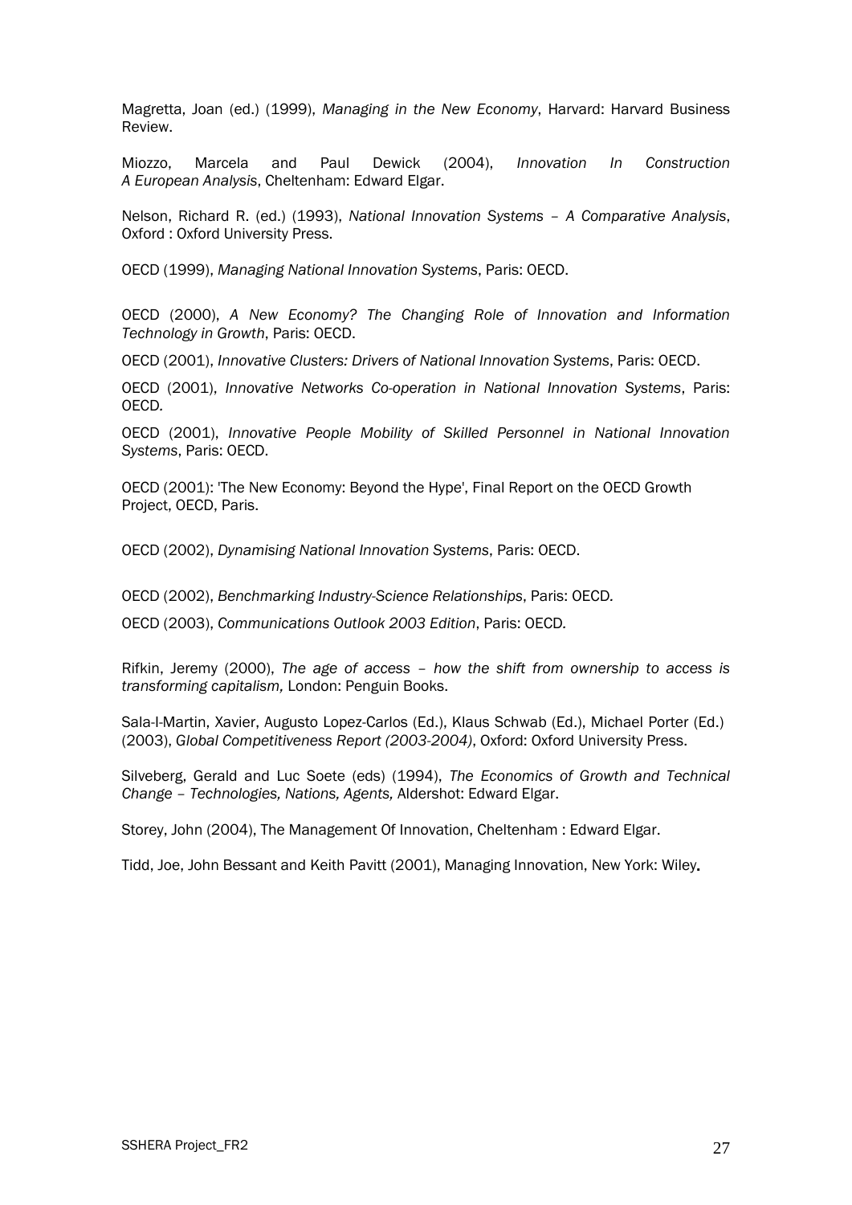Magretta, Joan (ed.) (1999), *Managing in the New Economy*, Harvard: Harvard Business Review.

Miozzo, Marcela and Paul Dewick (2004), *Innovation In Construction A European Analysis*, Cheltenham: Edward Elgar.

Nelson, Richard R. (ed.) (1993), *National Innovation Systems – A Comparative Analysis*, Oxford : Oxford University Press.

OECD (1999), *Managing National Innovation Systems*, Paris: OECD.

OECD (2000), *A New Economy? The Changing Role of Innovation and Information Technology in Growth*, Paris: OECD.

OECD (2001), *Innovative Clusters: Drivers of National Innovation Systems*, Paris: OECD.

OECD (2001), *Innovative Networks Co-operation in National Innovation Systems*, Paris: OECD.

OECD (2001), *Innovative People Mobility of Skilled Personnel in National Innovation Systems*, Paris: OECD.

OECD (2001): 'The New Economy: Beyond the Hype', Final Report on the OECD Growth Project, OECD, Paris.

OECD (2002), *Dynamising National Innovation Systems*, Paris: OECD.

OECD (2002), *Benchmarking Industry-Science Relationships*, Paris: OECD.

OECD (2003), *Communications Outlook 2003 Edition*, Paris: OECD.

Rifkin, Jeremy (2000), *The age of access – how the shift from ownership to access is transforming capitalism,* London: Penguin Books.

Sala-I-Martin, Xavier, Augusto Lopez-Carlos (Ed.), Klaus Schwab (Ed.), Michael Porter (Ed.) (2003), *Global Competitiveness Report (2003-2004)*, Oxford: Oxford University Press.

Silveberg, Gerald and Luc Soete (eds) (1994), *The Economics of Growth and Technical Change – Technologies, Nations, Agents,* Aldershot: Edward Elgar.

Storey, John (2004), The Management Of Innovation, Cheltenham : Edward Elgar.

Tidd, Joe, John Bessant and Keith Pavitt (2001), Managing Innovation, New York: Wiley.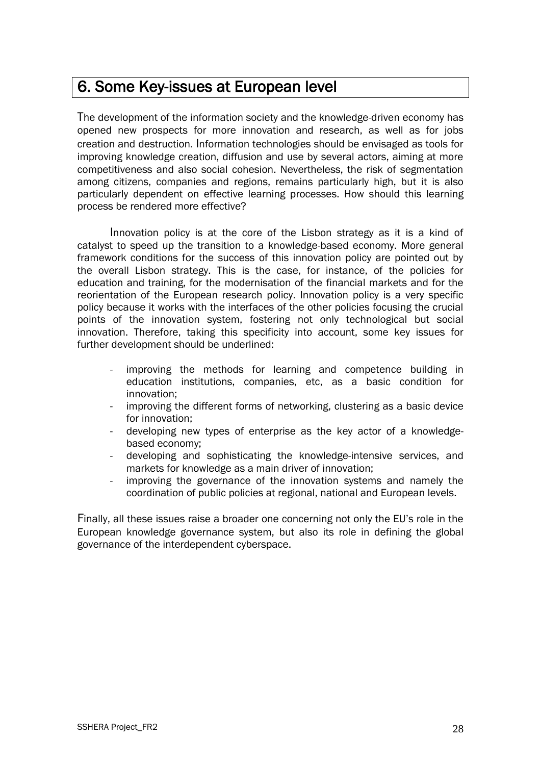# 6. Some Key-issues at European level

The development of the information society and the knowledge-driven economy has opened new prospects for more innovation and research, as well as for jobs creation and destruction. Information technologies should be envisaged as tools for improving knowledge creation, diffusion and use by several actors, aiming at more competitiveness and also social cohesion. Nevertheless, the risk of segmentation among citizens, companies and regions, remains particularly high, but it is also particularly dependent on effective learning processes. How should this learning process be rendered more effective?

Innovation policy is at the core of the Lisbon strategy as it is a kind of catalyst to speed up the transition to a knowledge-based economy. More general framework conditions for the success of this innovation policy are pointed out by the overall Lisbon strategy. This is the case, for instance, of the policies for education and training, for the modernisation of the financial markets and for the reorientation of the European research policy. Innovation policy is a very specific policy because it works with the interfaces of the other policies focusing the crucial points of the innovation system, fostering not only technological but social innovation. Therefore, taking this specificity into account, some key issues for further development should be underlined:

- improving the methods for learning and competence building in education institutions, companies, etc, as a basic condition for innovation;
- improving the different forms of networking, clustering as a basic device for innovation;
- developing new types of enterprise as the key actor of a knowledge-based economy;
- developing and sophisticating the knowledge-intensive services, and markets for knowledge as a main driver of innovation;
- improving the governance of the innovation systems and namely the coordination of public policies at regional, national and European levels.

Finally, all these issues raise a broader one concerning not only the EU's role in the European knowledge governance system, but also its role in defining the global governance of the interdependent cyberspace.